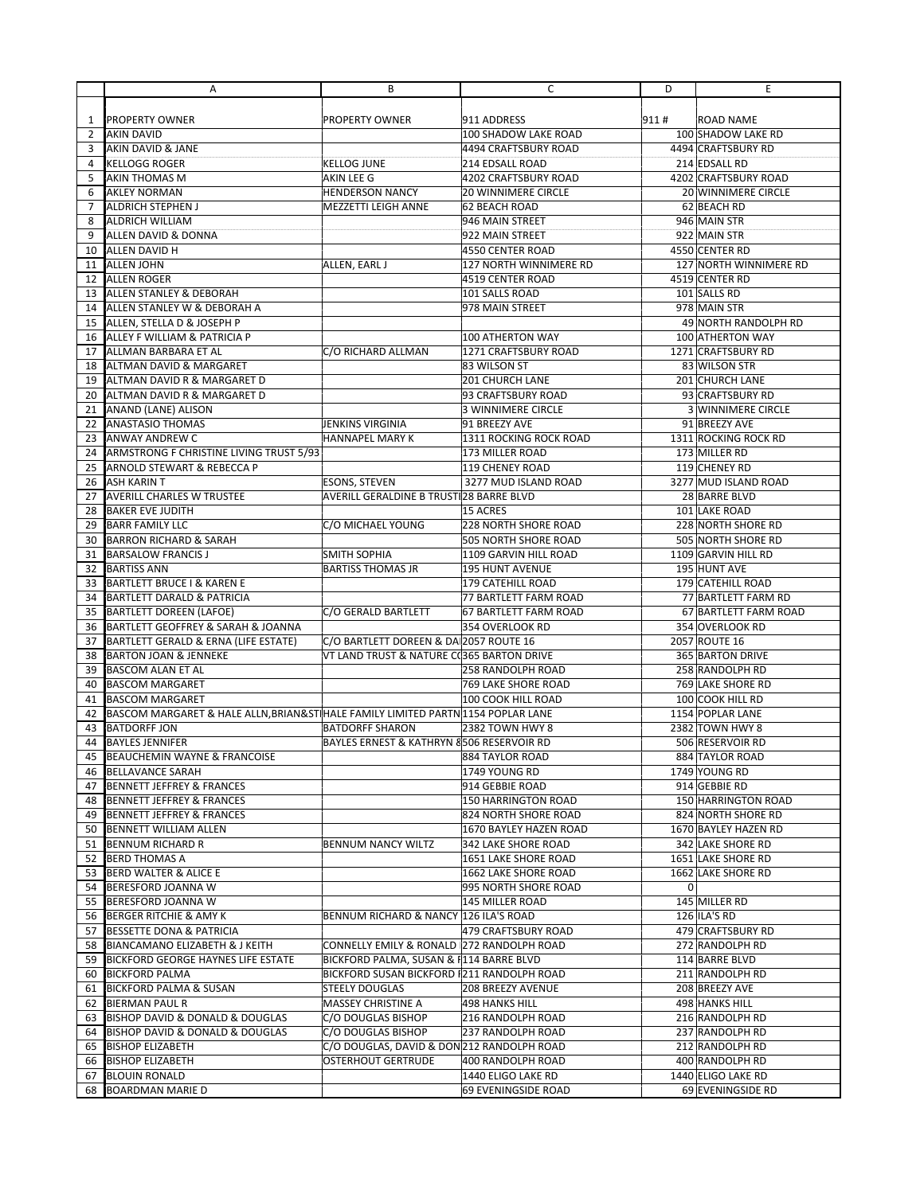| | A | B | C | D | E |
|---|---|---|---|---|---|
| 1 | PROPERTY OWNER | PROPERTY OWNER | 911 ADDRESS | 911 # | ROAD NAME |
| 2 | AKIN DAVID | | 100 SHADOW LAKE ROAD | 100 | SHADOW LAKE RD |
| 3 | AKIN DAVID & JANE | | 4494 CRAFTSBURY ROAD | 4494 | CRAFTSBURY RD |
| 4 | KELLOGG ROGER | KELLOG JUNE | 214 EDSALL ROAD | 214 | EDSALL RD |
| 5 | AKIN THOMAS M | AKIN LEE G | 4202 CRAFTSBURY ROAD | 4202 | CRAFTSBURY ROAD |
| 6 | AKLEY NORMAN | HENDERSON NANCY | 20 WINNIMERE CIRCLE | 20 | WINNIMERE CIRCLE |
| 7 | ALDRICH STEPHEN J | MEZZETTI LEIGH ANNE | 62 BEACH ROAD | 62 | BEACH RD |
| 8 | ALDRICH WILLIAM | | 946 MAIN STREET | 946 | MAIN STR |
| 9 | ALLEN DAVID & DONNA | | 922 MAIN STREET | 922 | MAIN STR |
| 10 | ALLEN DAVID H | | 4550 CENTER ROAD | 4550 | CENTER RD |
| 11 | ALLEN JOHN | ALLEN, EARL J | 127 NORTH WINNIMERE RD | 127 | NORTH WINNIMERE RD |
| 12 | ALLEN ROGER | | 4519 CENTER ROAD | 4519 | CENTER RD |
| 13 | ALLEN STANLEY & DEBORAH | | 101 SALLS ROAD | 101 | SALLS RD |
| 14 | ALLEN STANLEY W & DEBORAH A | | 978 MAIN STREET | 978 | MAIN STR |
| 15 | ALLEN, STELLA D & JOSEPH P | | | 49 | NORTH RANDOLPH RD |
| 16 | ALLEY F WILLIAM & PATRICIA P | | 100 ATHERTON WAY | 100 | ATHERTON WAY |
| 17 | ALLMAN BARBARA ET AL | C/O RICHARD ALLMAN | 1271 CRAFTSBURY ROAD | 1271 | CRAFTSBURY RD |
| 18 | ALTMAN DAVID & MARGARET | | 83 WILSON ST | 83 | WILSON STR |
| 19 | ALTMAN DAVID R & MARGARET D | | 201 CHURCH LANE | 201 | CHURCH LANE |
| 20 | ALTMAN DAVID R & MARGARET D | | 93 CRAFTSBURY ROAD | 93 | CRAFTSBURY RD |
| 21 | ANAND (LANE) ALISON | | 3 WINNIMERE CIRCLE | 3 | WINNIMERE CIRCLE |
| 22 | ANASTASIO THOMAS | JENKINS VIRGINIA | 91 BREEZY AVE | 91 | BREEZY AVE |
| 23 | ANWAY ANDREW C | HANNAPEL MARY K | 1311 ROCKING ROCK ROAD | 1311 | ROCKING ROCK RD |
| 24 | ARMSTRONG F CHRISTINE LIVING TRUST 5/93 | | 173 MILLER RD | 173 | MILLER RD |
| 25 | ARNOLD STEWART & REBECCA P | | 119 CHENEY ROAD | 119 | CHENEY RD |
| 26 | ASH KARIN T | ESONS, STEVEN | 3277 MUD ISLAND ROAD | 3277 | MUD ISLAND ROAD |
| 27 | AVERILL CHARLES W TRUSTEE | AVERILL GERALDINE B TRUSTI | 28 BARRE BLVD | 28 | BARRE BLVD |
| 28 | BAKER EVE JUDITH | | 15 ACRES | 101 | LAKE ROAD |
| 29 | BARR FAMILY LLC | C/O MICHAEL YOUNG | 228 NORTH SHORE ROAD | 228 | NORTH SHORE RD |
| 30 | BARRON RICHARD & SARAH | | 505 NORTH SHORE ROAD | 505 | NORTH SHORE RD |
| 31 | BARSALOW FRANCIS J | SMITH SOPHIA | 1109 GARVIN HILL ROAD | 1109 | GARVIN HILL RD |
| 32 | BARTISS ANN | BARTISS THOMAS JR | 195 HUNT AVENUE | 195 | HUNT AVE |
| 33 | BARTLETT BRUCE I & KAREN E | | 179 CATEHILL ROAD | 179 | CATEHILL ROAD |
| 34 | BARTLETT DARALD & PATRICIA | | 77 BARTLETT FARM ROAD | 77 | BARTLETT FARM RD |
| 35 | BARTLETT DOREEN (LAFOE) | C/O GERALD BARTLETT | 67 BARTLETT FARM ROAD | 67 | BARTLETT FARM ROAD |
| 36 | BARTLETT GEOFFREY & SARAH & JOANNA | | 354 OVERLOOK RD | 354 | OVERLOOK RD |
| 37 | BARTLETT GERALD & ERNA (LIFE ESTATE) | C/O BARTLETT DOREEN & DA | 2057 ROUTE 16 | 2057 | ROUTE 16 |
| 38 | BARTON JOAN & JENNEKE | VT LAND TRUST & NATURE C | 365 BARTON DRIVE | 365 | BARTON DRIVE |
| 39 | BASCOM ALAN ET AL | | 258 RANDOLPH ROAD | 258 | RANDOLPH RD |
| 40 | BASCOM MARGARET | | 769 LAKE SHORE ROAD | 769 | LAKE SHORE RD |
| 41 | BASCOM MARGARET | | 100 COOK HILL ROAD | 100 | COOK HILL RD |
| 42 | BASCOM MARGARET & HALE ALLN,BRIAN&ST | HALE FAMILY LIMITED PARTN | 1154 POPLAR LANE | 1154 | POPLAR LANE |
| 43 | BATDORFF JON | BATDORFF SHARON | 2382 TOWN HWY 8 | 2382 | TOWN HWY 8 |
| 44 | BAYLES JENNIFER | BAYLES ERNEST & KATHRYN & | 506 RESERVOIR RD | 506 | RESERVOIR RD |
| 45 | BEAUCHEMIN WAYNE & FRANCOISE | | 884 TAYLOR ROAD | 884 | TAYLOR ROAD |
| 46 | BELLAVANCE SARAH | | 1749 YOUNG RD | 1749 | YOUNG RD |
| 47 | BENNETT JEFFREY & FRANCES | | 914 GEBBIE ROAD | 914 | GEBBIE RD |
| 48 | BENNETT JEFFREY & FRANCES | | 150 HARRINGTON ROAD | 150 | HARRINGTON ROAD |
| 49 | BENNETT JEFFREY & FRANCES | | 824 NORTH SHORE ROAD | 824 | NORTH SHORE RD |
| 50 | BENNETT WILLIAM ALLEN | | 1670 BAYLEY HAZEN ROAD | 1670 | BAYLEY HAZEN RD |
| 51 | BENNUM RICHARD R | BENNUM NANCY WILTZ | 342 LAKE SHORE ROAD | 342 | LAKE SHORE RD |
| 52 | BERD THOMAS A | | 1651 LAKE SHORE ROAD | 1651 | LAKE SHORE RD |
| 53 | BERD WALTER & ALICE E | | 1662 LAKE SHORE ROAD | 1662 | LAKE SHORE RD |
| 54 | BERESFORD JOANNA W | | 995 NORTH SHORE ROAD | 0 | |
| 55 | BERESFORD JOANNA W | | 145 MILLER ROAD | 145 | MILLER RD |
| 56 | BERGER RITCHIE & AMY K | BENNUM RICHARD & NANCY | 126 ILA'S ROAD | 126 | ILA'S RD |
| 57 | BESSETTE DONA & PATRICIA | | 479 CRAFTSBURY ROAD | 479 | CRAFTSBURY RD |
| 58 | BIANCAMANO ELIZABETH & J KEITH | CONNELLY EMILY & RONALD | 272 RANDOLPH ROAD | 272 | RANDOLPH RD |
| 59 | BICKFORD GEORGE HAYNES LIFE ESTATE | BICKFORD PALMA, SUSAN & F | 114 BARRE BLVD | 114 | BARRE BLVD |
| 60 | BICKFORD PALMA | BICKFORD SUSAN BICKFORD F | 211 RANDOLPH ROAD | 211 | RANDOLPH RD |
| 61 | BICKFORD PALMA & SUSAN | STEELY DOUGLAS | 208 BREEZY AVENUE | 208 | BREEZY AVE |
| 62 | BIERMAN PAUL R | MASSEY CHRISTINE A | 498 HANKS HILL | 498 | HANKS HILL |
| 63 | BISHOP DAVID & DONALD & DOUGLAS | C/O DOUGLAS BISHOP | 216 RANDOLPH ROAD | 216 | RANDOLPH RD |
| 64 | BISHOP DAVID & DONALD & DOUGLAS | C/O DOUGLAS BISHOP | 237 RANDOLPH ROAD | 237 | RANDOLPH RD |
| 65 | BISHOP ELIZABETH | C/O DOUGLAS, DAVID & DON | 212 RANDOLPH ROAD | 212 | RANDOLPH RD |
| 66 | BISHOP ELIZABETH | OSTERHOUT GERTRUDE | 400 RANDOLPH ROAD | 400 | RANDOLPH RD |
| 67 | BLOUIN RONALD | | 1440 ELIGO LAKE RD | 1440 | ELIGO LAKE RD |
| 68 | BOARDMAN MARIE D | | 69 EVENINGSIDE ROAD | 69 | EVENINGSIDE RD |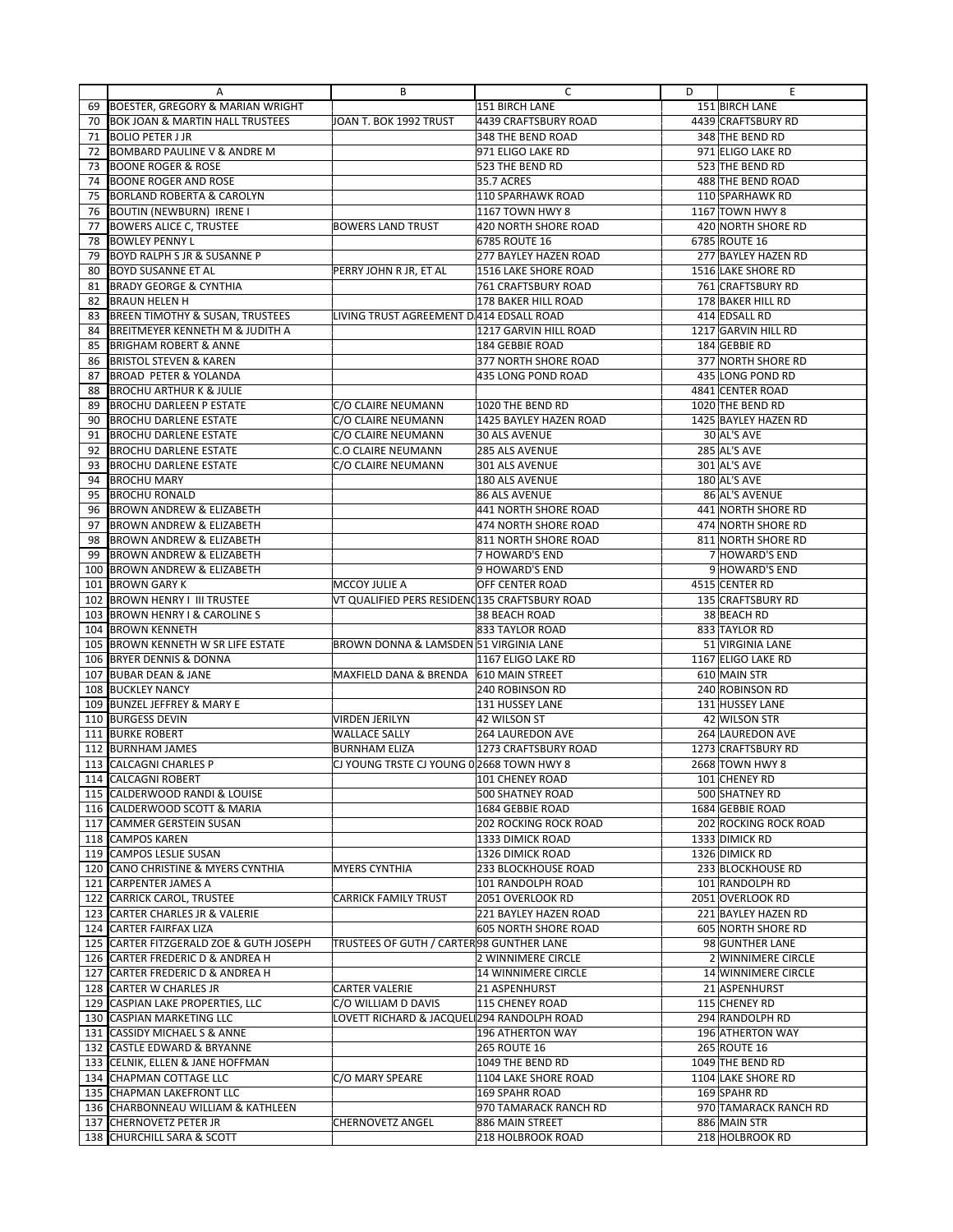| | A | B | C | D | E |
|---|---|---|---|---|---|
| 69 | BOESTER, GREGORY & MARIAN WRIGHT | | 151 BIRCH LANE | 151 | BIRCH LANE |
| 70 | BOK JOAN & MARTIN HALL TRUSTEES | JOAN T. BOK 1992 TRUST | 4439 CRAFTSBURY ROAD | 4439 | CRAFTSBURY RD |
| 71 | BOLIO PETER J JR | | 348 THE BEND ROAD | 348 | THE BEND RD |
| 72 | BOMBARD PAULINE V & ANDRE M | | 971 ELIGO LAKE RD | 971 | ELIGO LAKE RD |
| 73 | BOONE ROGER & ROSE | | 523 THE BEND RD | 523 | THE BEND RD |
| 74 | BOONE ROGER AND ROSE | | 35.7 ACRES | 488 | THE BEND ROAD |
| 75 | BORLAND ROBERTA & CAROLYN | | 110 SPARHAWK ROAD | 110 | SPARHAWK RD |
| 76 | BOUTIN (NEWBURN) IRENE I | | 1167 TOWN HWY 8 | 1167 | TOWN HWY 8 |
| 77 | BOWERS ALICE C, TRUSTEE | BOWERS LAND TRUST | 420 NORTH SHORE ROAD | 420 | NORTH SHORE RD |
| 78 | BOWLEY PENNY L | | 6785 ROUTE 16 | 6785 | ROUTE 16 |
| 79 | BOYD RALPH S JR & SUSANNE P | | 277 BAYLEY HAZEN ROAD | 277 | BAYLEY HAZEN RD |
| 80 | BOYD SUSANNE ET AL | PERRY JOHN R JR, ET AL | 1516 LAKE SHORE ROAD | 1516 | LAKE SHORE RD |
| 81 | BRADY GEORGE & CYNTHIA | | 761 CRAFTSBURY ROAD | 761 | CRAFTSBURY RD |
| 82 | BRAUN HELEN H | | 178 BAKER HILL ROAD | 178 | BAKER HILL RD |
| 83 | BREEN TIMOTHY & SUSAN, TRUSTEES | LIVING TRUST AGREEMENT D | 414 EDSALL ROAD | 414 | EDSALL RD |
| 84 | BREITMEYER KENNETH M & JUDITH A | | 1217 GARVIN HILL ROAD | 1217 | GARVIN HILL RD |
| 85 | BRIGHAM ROBERT & ANNE | | 184 GEBBIE ROAD | 184 | GEBBIE RD |
| 86 | BRISTOL STEVEN & KAREN | | 377 NORTH SHORE ROAD | 377 | NORTH SHORE RD |
| 87 | BROAD PETER & YOLANDA | | 435 LONG POND ROAD | 435 | LONG POND RD |
| 88 | BROCHU ARTHUR K & JULIE | | | 4841 | CENTER ROAD |
| 89 | BROCHU DARLEEN P ESTATE | C/O CLAIRE NEUMANN | 1020 THE BEND RD | 1020 | THE BEND RD |
| 90 | BROCHU DARLENE ESTATE | C/O CLAIRE NEUMANN | 1425 BAYLEY HAZEN ROAD | 1425 | BAYLEY HAZEN RD |
| 91 | BROCHU DARLENE ESTATE | C/O CLAIRE NEUMANN | 30 ALS AVENUE | 30 | AL'S AVE |
| 92 | BROCHU DARLENE ESTATE | C.O CLAIRE NEUMANN | 285 ALS AVENUE | 285 | AL'S AVE |
| 93 | BROCHU DARLENE ESTATE | C/O CLAIRE NEUMANN | 301 ALS AVENUE | 301 | AL'S AVE |
| 94 | BROCHU MARY | | 180 ALS AVENUE | 180 | AL'S AVE |
| 95 | BROCHU RONALD | | 86 ALS AVENUE | 86 | AL'S AVENUE |
| 96 | BROWN ANDREW & ELIZABETH | | 441 NORTH SHORE ROAD | 441 | NORTH SHORE RD |
| 97 | BROWN ANDREW & ELIZABETH | | 474 NORTH SHORE ROAD | 474 | NORTH SHORE RD |
| 98 | BROWN ANDREW & ELIZABETH | | 811 NORTH SHORE ROAD | 811 | NORTH SHORE RD |
| 99 | BROWN ANDREW & ELIZABETH | | 7 HOWARD'S END | 7 | HOWARD'S END |
| 100 | BROWN ANDREW & ELIZABETH | | 9 HOWARD'S END | 9 | HOWARD'S END |
| 101 | BROWN GARY K | MCCOY JULIE A | OFF CENTER ROAD | 4515 | CENTER RD |
| 102 | BROWN HENRY I III TRUSTEE | VT QUALIFIED PERS RESIDEN | 135 CRAFTSBURY ROAD | 135 | CRAFTSBURY RD |
| 103 | BROWN HENRY I & CAROLINE S | | 38 BEACH ROAD | 38 | BEACH RD |
| 104 | BROWN KENNETH | | 833 TAYLOR ROAD | 833 | TAYLOR RD |
| 105 | BROWN KENNETH W SR LIFE ESTATE | BROWN DONNA & LAMSDEN | 51 VIRGINIA LANE | 51 | VIRGINIA LANE |
| 106 | BRYER DENNIS & DONNA | | 1167 ELIGO LAKE RD | 1167 | ELIGO LAKE RD |
| 107 | BUBAR DEAN & JANE | MAXFIELD DANA & BRENDA | 610 MAIN STREET | 610 | MAIN STR |
| 108 | BUCKLEY NANCY | | 240 ROBINSON RD | 240 | ROBINSON RD |
| 109 | BUNZEL JEFFREY & MARY E | | 131 HUSSEY LANE | 131 | HUSSEY LANE |
| 110 | BURGESS DEVIN | VIRDEN JERILYN | 42 WILSON ST | 42 | WILSON STR |
| 111 | BURKE ROBERT | WALLACE SALLY | 264 LAUREDON AVE | 264 | LAUREDON AVE |
| 112 | BURNHAM JAMES | BURNHAM ELIZA | 1273 CRAFTSBURY ROAD | 1273 | CRAFTSBURY RD |
| 113 | CALCAGNI CHARLES P | CJ YOUNG TRSTE CJ YOUNG 0 | 2668 TOWN HWY 8 | 2668 | TOWN HWY 8 |
| 114 | CALCAGNI ROBERT | | 101 CHENEY ROAD | 101 | CHENEY RD |
| 115 | CALDERWOOD RANDI & LOUISE | | 500 SHATNEY ROAD | 500 | SHATNEY RD |
| 116 | CALDERWOOD SCOTT & MARIA | | 1684 GEBBIE ROAD | 1684 | GEBBIE ROAD |
| 117 | CAMMER GERSTEIN SUSAN | | 202 ROCKING ROCK ROAD | 202 | ROCKING ROCK ROAD |
| 118 | CAMPOS KAREN | | 1333 DIMICK ROAD | 1333 | DIMICK RD |
| 119 | CAMPOS LESLIE SUSAN | | 1326 DIMICK ROAD | 1326 | DIMICK RD |
| 120 | CANO CHRISTINE & MYERS CYNTHIA | MYERS CYNTHIA | 233 BLOCKHOUSE ROAD | 233 | BLOCKHOUSE RD |
| 121 | CARPENTER JAMES A | | 101 RANDOLPH ROAD | 101 | RANDOLPH RD |
| 122 | CARRICK CAROL, TRUSTEE | CARRICK FAMILY TRUST | 2051 OVERLOOK RD | 2051 | OVERLOOK RD |
| 123 | CARTER CHARLES JR & VALERIE | | 221 BAYLEY HAZEN ROAD | 221 | BAYLEY HAZEN RD |
| 124 | CARTER FAIRFAX LIZA | | 605 NORTH SHORE ROAD | 605 | NORTH SHORE RD |
| 125 | CARTER FITZGERALD ZOE & GUTH JOSEPH | TRUSTEES OF GUTH / CARTER | 98 GUNTHER LANE | 98 | GUNTHER LANE |
| 126 | CARTER FREDERIC D & ANDREA H | | 2 WINNIMERE CIRCLE | 2 | WINNIMERE CIRCLE |
| 127 | CARTER FREDERIC D & ANDREA H | | 14 WINNIMERE CIRCLE | 14 | WINNIMERE CIRCLE |
| 128 | CARTER W CHARLES JR | CARTER VALERIE | 21 ASPENHURST | 21 | ASPENHURST |
| 129 | CASPIAN LAKE PROPERTIES, LLC | C/O WILLIAM D DAVIS | 115 CHENEY ROAD | 115 | CHENEY RD |
| 130 | CASPIAN MARKETING LLC | LOVETT RICHARD & JACQUELI | 294 RANDOLPH ROAD | 294 | RANDOLPH RD |
| 131 | CASSIDY MICHAEL S & ANNE | | 196 ATHERTON WAY | 196 | ATHERTON WAY |
| 132 | CASTLE EDWARD & BRYANNE | | 265 ROUTE 16 | 265 | ROUTE 16 |
| 133 | CELNIK, ELLEN & JANE HOFFMAN | | 1049 THE BEND RD | 1049 | THE BEND RD |
| 134 | CHAPMAN COTTAGE LLC | C/O MARY SPEARE | 1104 LAKE SHORE ROAD | 1104 | LAKE SHORE RD |
| 135 | CHAPMAN LAKEFRONT LLC | | 169 SPAHR ROAD | 169 | SPAHR RD |
| 136 | CHARBONNEAU WILLIAM & KATHLEEN | | 970 TAMARACK RANCH RD | 970 | TAMARACK RANCH RD |
| 137 | CHERNOVETZ PETER JR | CHERNOVETZ ANGEL | 886 MAIN STREET | 886 | MAIN STR |
| 138 | CHURCHILL SARA & SCOTT | | 218 HOLBROOK ROAD | 218 | HOLBROOK RD |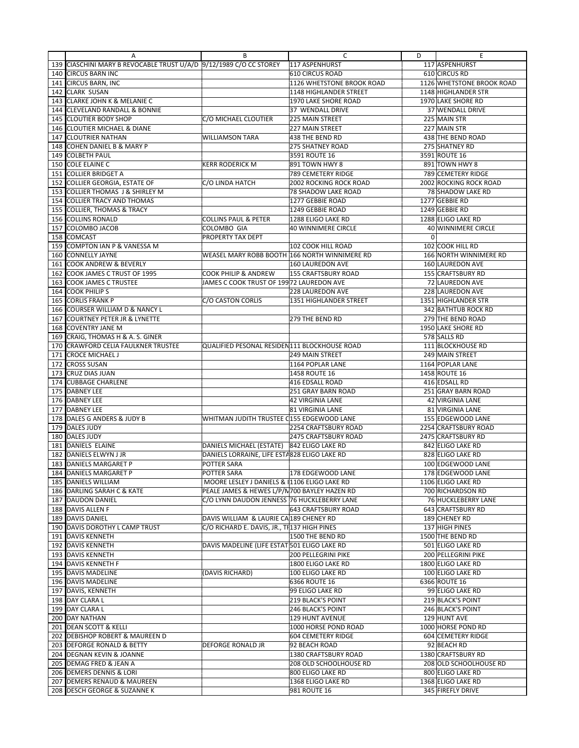| | A | B | C | D | E |
|---|---|---|---|---|---|
| 139 | CIASCHINI MARY B REVOCABLE TRUST U/A/D 9/12/1989 C/O CC STOREY | | 117 ASPENHURST | 117 | ASPENHURST |
| 140 | CIRCUS BARN INC | | 610 CIRCUS ROAD | 610 | CIRCUS RD |
| 141 | CIRCUS BARN, INC | | 1126 WHETSTONE BROOK ROAD | 1126 | WHETSTONE BROOK ROAD |
| 142 | CLARK SUSAN | | 1148 HIGHLANDER STREET | 1148 | HIGHLANDER STR |
| 143 | CLARKE JOHN K & MELANIE C | | 1970 LAKE SHORE ROAD | 1970 | LAKE SHORE RD |
| 144 | CLEVELAND RANDALL & BONNIE | | 37 WENDALL DRIVE | 37 | WENDALL DRIVE |
| 145 | CLOUTIER BODY SHOP | C/O MICHAEL CLOUTIER | 225 MAIN STREET | 225 | MAIN STR |
| 146 | CLOUTIER MICHAEL & DIANE | | 227 MAIN STREET | 227 | MAIN STR |
| 147 | CLOUTRIER NATHAN | WILLIAMSON TARA | 438 THE BEND RD | 438 | THE BEND ROAD |
| 148 | COHEN DANIEL B & MARY P | | 275 SHATNEY ROAD | 275 | SHATNEY RD |
| 149 | COLBETH PAUL | | 3591 ROUTE 16 | 3591 | ROUTE 16 |
| 150 | COLE ELAINE C | KERR RODERICK M | 891 TOWN HWY 8 | 891 | TOWN HWY 8 |
| 151 | COLLIER BRIDGET A | | 789 CEMETERY RIDGE | 789 | CEMETERY RIDGE |
| 152 | COLLIER GEORGIA, ESTATE OF | C/O LINDA HATCH | 2002 ROCKING ROCK ROAD | 2002 | ROCKING ROCK ROAD |
| 153 | COLLIER THOMAS J & SHIRLEY M | | 78 SHADOW LAKE ROAD | 78 | SHADOW LAKE RD |
| 154 | COLLIER TRACY AND THOMAS | | 1277 GEBBIE ROAD | 1277 | GEBBIE RD |
| 155 | COLLIER, THOMAS & TRACY | | 1249 GEBBIE ROAD | 1249 | GEBBIE RD |
| 156 | COLLINS RONALD | COLLINS PAUL & PETER | 1288 ELIGO LAKE RD | 1288 | ELIGO LAKE RD |
| 157 | COLOMBO JACOB | COLOMBO GIA | 40 WINNIMERE CIRCLE | 40 | WINNIMERE CIRCLE |
| 158 | COMCAST | PROPERTY TAX DEPT | | 0 | |
| 159 | COMPTON IAN P & VANESSA M | | 102 COOK HILL ROAD | 102 | COOK HILL RD |
| 160 | CONNELLY JAYNE | WEASEL MARY ROBB BOOTH | 166 NORTH WINNIMERE RD | 166 | NORTH WINNIMERE RD |
| 161 | COOK ANDREW & BEVERLY | | 160 LAUREDON AVE | 160 | LAUREDON AVE |
| 162 | COOK JAMES C TRUST OF 1995 | COOK PHILIP & ANDREW | 155 CRAFTSBURY ROAD | 155 | CRAFTSBURY RD |
| 163 | COOK JAMES C TRUSTEE | JAMES C COOK TRUST OF 199 | 72 LAUREDON AVE | 72 | LAUREDON AVE |
| 164 | COOK PHILIP S | | 228 LAUREDON AVE | 228 | LAUREDON AVE |
| 165 | CORLIS FRANK P | C/O CASTON CORLIS | 1351 HIGHLANDER STREET | 1351 | HIGHLANDER STR |
| 166 | COURSER WILLIAM D & NANCY L | | | 342 | BATHTUB ROCK RD |
| 167 | COURTNEY PETER JR & LYNETTE | | 279 THE BEND RD | 279 | THE BEND ROAD |
| 168 | COVENTRY JANE M | | | 1950 | LAKE SHORE RD |
| 169 | CRAIG, THOMAS H & A. S. GINER | | | 578 | SALLS RD |
| 170 | CRAWFORD CELIA FAULKNER TRUSTEE | QUALIFIED PESONAL RESIDEN | 111 BLOCKHOUSE ROAD | 111 | BLOCKHOUSE RD |
| 171 | CROCE MICHAEL J | | 249 MAIN STREET | 249 | MAIN STREET |
| 172 | CROSS SUSAN | | 1164 POPLAR LANE | 1164 | POPLAR LANE |
| 173 | CRUZ DIAS JUAN | | 1458 ROUTE 16 | 1458 | ROUTE 16 |
| 174 | CUBBAGE CHARLENE | | 416 EDSALL ROAD | 416 | EDSALL RD |
| 175 | DABNEY LEE | | 251 GRAY BARN ROAD | 251 | GRAY BARN ROAD |
| 176 | DABNEY LEE | | 42 VIRGINIA LANE | 42 | VIRGINIA LANE |
| 177 | DABNEY LEE | | 81 VIRGINIA LANE | 81 | VIRGINIA LANE |
| 178 | DALES G ANDERS & JUDY B | WHITMAN JUDITH TRUSTEE C | 155 EDGEWOOD LANE | 155 | EDGEWOOD LANE |
| 179 | DALES JUDY | | 2254 CRAFTSBURY ROAD | 2254 | CRAFTSBURY ROAD |
| 180 | DALES JUDY | | 2475 CRAFTSBURY ROAD | 2475 | CRAFTSBURY RD |
| 181 | DANIELS ELAINE | DANIELS MICHAEL (ESTATE) | 842 ELIGO LAKE RD | 842 | ELIGO LAKE RD |
| 182 | DANIELS ELWYN J JR | DANIELS LORRAINE, LIFE ESTA | 828 ELIGO LAKE RD | 828 | ELIGO LAKE RD |
| 183 | DANIELS MARGARET P | POTTER SARA | | 100 | EDGEWOOD LANE |
| 184 | DANIELS MARGARET P | POTTER SARA | 178 EDGEWOOD LANE | 178 | EDGEWOOD LANE |
| 185 | DANIELS WILLIAM | MOORE LESLEY J DANIELS & I | 1106 ELIGO LAKE RD | 1106 | ELIGO LAKE RD |
| 186 | DARLING SARAH C & KATE | PEALE JAMES & HEWES L/P/N | 700 BAYLEY HAZEN RD | 700 | RICHARDSON RD |
| 187 | DAUDON DANIEL | C/O LYNN DAUDON JENNESS | 76 HUCKLEBERRY LANE | 76 | HUCKLEBERRY LANE |
| 188 | DAVIS ALLEN F | | 643 CRAFTSBURY ROAD | 643 | CRAFTSBURY RD |
| 189 | DAVIS DANIEL | DAVIS WILLIAM & LAURIE CA | 189 CHENEY RD | 189 | CHENEY RD |
| 190 | DAVIS DOROTHY L CAMP TRUST | C/O RICHARD E. DAVIS, JR., TR | 137 HIGH PINES | 137 | HIGH PINES |
| 191 | DAVIS KENNETH | | 1500 THE BEND RD | 1500 | THE BEND RD |
| 192 | DAVIS KENNETH | DAVIS MADELINE (LIFE ESTAT | 501 ELIGO LAKE RD | 501 | ELIGO LAKE RD |
| 193 | DAVIS KENNETH | | 200 PELLEGRINI PIKE | 200 | PELLEGRINI PIKE |
| 194 | DAVIS KENNETH F | | 1800 ELIGO LAKE RD | 1800 | ELIGO LAKE RD |
| 195 | DAVIS MADELINE | (DAVIS RICHARD) | 100 ELIGO LAKE RD | 100 | ELIGO LAKE RD |
| 196 | DAVIS MADELINE | | 6366 ROUTE 16 | 6366 | ROUTE 16 |
| 197 | DAVIS, KENNETH | | 99 ELIGO LAKE RD | 99 | ELIGO LAKE RD |
| 198 | DAY CLARA L | | 219 BLACK'S POINT | 219 | BLACK'S POINT |
| 199 | DAY CLARA L | | 246 BLACK'S POINT | 246 | BLACK'S POINT |
| 200 | DAY NATHAN | | 129 HUNT AVENUE | 129 | HUNT AVE |
| 201 | DEAN SCOTT & KELLI | | 1000 HORSE POND ROAD | 1000 | HORSE POND RD |
| 202 | DEBISHOP ROBERT & MAUREEN D | | 604 CEMETERY RIDGE | 604 | CEMETERY RIDGE |
| 203 | DEFORGE RONALD & BETTY | DEFORGE RONALD JR | 92 BEACH ROAD | 92 | BEACH RD |
| 204 | DEGNAN KEVIN & JOANNE | | 1380 CRAFTSBURY ROAD | 1380 | CRAFTSBURY RD |
| 205 | DEMAG FRED & JEAN A | | 208 OLD SCHOOLHOUSE RD | 208 | OLD SCHOOLHOUSE RD |
| 206 | DEMERS DENNIS & LORI | | 800 ELIGO LAKE RD | 800 | ELIGO LAKE RD |
| 207 | DEMERS RENAUD & MAUREEN | | 1368 ELIGO LAKE RD | 1368 | ELIGO LAKE RD |
| 208 | DESCH GEORGE & SUZANNE K | | 981 ROUTE 16 | 345 | FIREFLY DRIVE |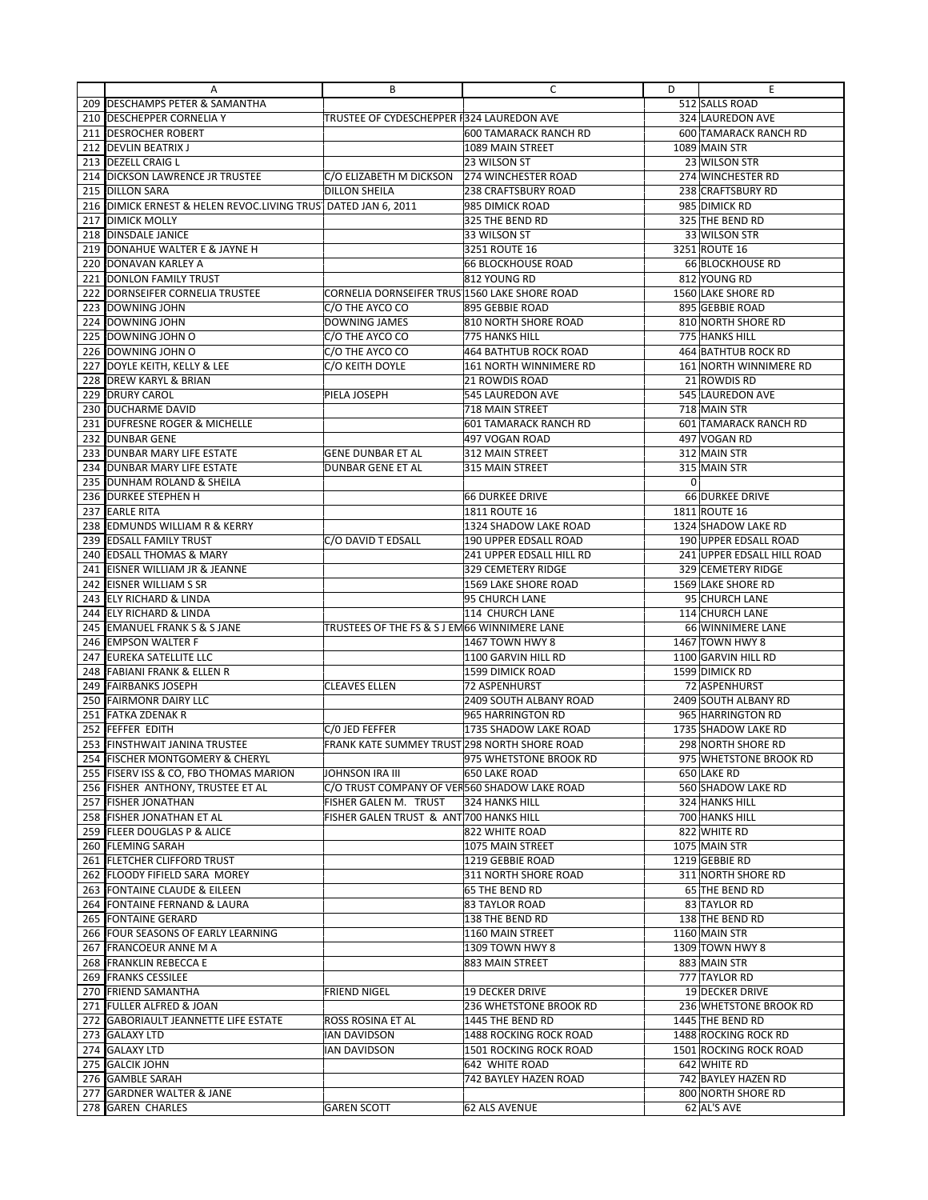| | A | B | C | D | E |
|---|---|---|---|---|---|
| 209 | DESCHAMPS PETER & SAMANTHA | | | 512 | SALLS ROAD |
| 210 | DESCHEPPER CORNELIA Y | TRUSTEE OF CYDESCHEPPER F | 324 LAUREDON AVE | 324 | LAUREDON AVE |
| 211 | DESROCHER ROBERT | | 600 TAMARACK RANCH RD | 600 | TAMARACK RANCH RD |
| 212 | DEVLIN BEATRIX J | | 1089 MAIN STREET | 1089 | MAIN STR |
| 213 | DEZELL CRAIG L | | 23 WILSON ST | 23 | WILSON STR |
| 214 | DICKSON LAWRENCE JR TRUSTEE | C/O ELIZABETH M DICKSON | 274 WINCHESTER ROAD | 274 | WINCHESTER RD |
| 215 | DILLON SARA | DILLON SHEILA | 238 CRAFTSBURY ROAD | 238 | CRAFTSBURY RD |
| 216 | DIMICK ERNEST & HELEN REVOC.LIVING TRUST | DATED JAN 6, 2011 | 985 DIMICK ROAD | 985 | DIMICK RD |
| 217 | DIMICK MOLLY | | 325 THE BEND RD | 325 | THE BEND RD |
| 218 | DINSDALE JANICE | | 33 WILSON ST | 33 | WILSON STR |
| 219 | DONAHUE WALTER E & JAYNE H | | 3251 ROUTE 16 | 3251 | ROUTE 16 |
| 220 | DONAVAN KARLEY A | | 66 BLOCKHOUSE ROAD | 66 | BLOCKHOUSE RD |
| 221 | DONLON FAMILY TRUST | | 812 YOUNG RD | 812 | YOUNG RD |
| 222 | DORNSEIFER CORNELIA TRUSTEE | CORNELIA DORNSEIFER TRUS | 1560 LAKE SHORE ROAD | 1560 | LAKE SHORE RD |
| 223 | DOWNING JOHN | C/O THE AYCO CO | 895 GEBBIE ROAD | 895 | GEBBIE ROAD |
| 224 | DOWNING JOHN | DOWNING JAMES | 810 NORTH SHORE ROAD | 810 | NORTH SHORE RD |
| 225 | DOWNING JOHN O | C/O THE AYCO CO | 775 HANKS HILL | 775 | HANKS HILL |
| 226 | DOWNING JOHN O | C/O THE AYCO CO | 464 BATHTUB ROCK ROAD | 464 | BATHTUB ROCK RD |
| 227 | DOYLE KEITH, KELLY & LEE | C/O KEITH DOYLE | 161 NORTH WINNIMERE RD | 161 | NORTH WINNIMERE RD |
| 228 | DREW KARYL & BRIAN | | 21 ROWDIS ROAD | 21 | ROWDIS RD |
| 229 | DRURY CAROL | PIELA JOSEPH | 545 LAUREDON AVE | 545 | LAUREDON AVE |
| 230 | DUCHARME DAVID | | 718 MAIN STREET | 718 | MAIN STR |
| 231 | DUFRESNE ROGER & MICHELLE | | 601 TAMARACK RANCH RD | 601 | TAMARACK RANCH RD |
| 232 | DUNBAR GENE | | 497 VOGAN ROAD | 497 | VOGAN RD |
| 233 | DUNBAR MARY LIFE ESTATE | GENE DUNBAR ET AL | 312 MAIN STREET | 312 | MAIN STR |
| 234 | DUNBAR MARY LIFE ESTATE | DUNBAR GENE ET AL | 315 MAIN STREET | 315 | MAIN STR |
| 235 | DUNHAM ROLAND & SHEILA | | | 0 | |
| 236 | DURKEE STEPHEN H | | 66 DURKEE DRIVE | 66 | DURKEE DRIVE |
| 237 | EARLE RITA | | 1811 ROUTE 16 | 1811 | ROUTE 16 |
| 238 | EDMUNDS WILLIAM R & KERRY | | 1324 SHADOW LAKE ROAD | 1324 | SHADOW LAKE RD |
| 239 | EDSALL FAMILY TRUST | C/O DAVID T EDSALL | 190 UPPER EDSALL ROAD | 190 | UPPER EDSALL ROAD |
| 240 | EDSALL THOMAS & MARY | | 241 UPPER EDSALL HILL RD | 241 | UPPER EDSALL HILL ROAD |
| 241 | EISNER WILLIAM JR & JEANNE | | 329 CEMETERY RIDGE | 329 | CEMETERY RIDGE |
| 242 | EISNER WILLIAM S SR | | 1569 LAKE SHORE ROAD | 1569 | LAKE SHORE RD |
| 243 | ELY RICHARD & LINDA | | 95 CHURCH LANE | 95 | CHURCH LANE |
| 244 | ELY RICHARD & LINDA | | 114 CHURCH LANE | 114 | CHURCH LANE |
| 245 | EMANUEL FRANK S & S JANE | TRUSTEES OF THE FS & S J EM | 66 WINNIMERE LANE | 66 | WINNIMERE LANE |
| 246 | EMPSON WALTER F | | 1467 TOWN HWY 8 | 1467 | TOWN HWY 8 |
| 247 | EUREKA SATELLITE LLC | | 1100 GARVIN HILL RD | 1100 | GARVIN HILL RD |
| 248 | FABIANI FRANK & ELLEN R | | 1599 DIMICK ROAD | 1599 | DIMICK RD |
| 249 | FAIRBANKS JOSEPH | CLEAVES ELLEN | 72 ASPENHURST | 72 | ASPENHURST |
| 250 | FAIRMONR DAIRY LLC | | 2409 SOUTH ALBANY ROAD | 2409 | SOUTH ALBANY RD |
| 251 | FATKA ZDENAK R | | 965 HARRINGTON RD | 965 | HARRINGTON RD |
| 252 | FEFFER EDITH | C/0 JED FEFFER | 1735 SHADOW LAKE ROAD | 1735 | SHADOW LAKE RD |
| 253 | FINSTHWAIT JANINA TRUSTEE | FRANK KATE SUMMEY TRUST | 298 NORTH SHORE ROAD | 298 | NORTH SHORE RD |
| 254 | FISCHER MONTGOMERY & CHERYL | | 975 WHETSTONE BROOK RD | 975 | WHETSTONE BROOK RD |
| 255 | FISERV ISS & CO, FBO THOMAS MARION | JOHNSON IRA III | 650 LAKE ROAD | 650 | LAKE RD |
| 256 | FISHER ANTHONY, TRUSTEE ET AL | C/O TRUST COMPANY OF VER | 560 SHADOW LAKE ROAD | 560 | SHADOW LAKE RD |
| 257 | FISHER JONATHAN | FISHER GALEN M. TRUST | 324 HANKS HILL | 324 | HANKS HILL |
| 258 | FISHER JONATHAN ET AL | FISHER GALEN TRUST & ANT | 700 HANKS HILL | 700 | HANKS HILL |
| 259 | FLEER DOUGLAS P & ALICE | | 822 WHITE ROAD | 822 | WHITE RD |
| 260 | FLEMING SARAH | | 1075 MAIN STREET | 1075 | MAIN STR |
| 261 | FLETCHER CLIFFORD TRUST | | 1219 GEBBIE ROAD | 1219 | GEBBIE RD |
| 262 | FLOODY FIFIELD SARA MOREY | | 311 NORTH SHORE ROAD | 311 | NORTH SHORE RD |
| 263 | FONTAINE CLAUDE & EILEEN | | 65 THE BEND RD | 65 | THE BEND RD |
| 264 | FONTAINE FERNAND & LAURA | | 83 TAYLOR ROAD | 83 | TAYLOR RD |
| 265 | FONTAINE GERARD | | 138 THE BEND RD | 138 | THE BEND RD |
| 266 | FOUR SEASONS OF EARLY LEARNING | | 1160 MAIN STREET | 1160 | MAIN STR |
| 267 | FRANCOEUR ANNE M A | | 1309 TOWN HWY 8 | 1309 | TOWN HWY 8 |
| 268 | FRANKLIN REBECCA E | | 883 MAIN STREET | 883 | MAIN STR |
| 269 | FRANKS CESSILEE | | | 777 | TAYLOR RD |
| 270 | FRIEND SAMANTHA | FRIEND NIGEL | 19 DECKER DRIVE | 19 | DECKER DRIVE |
| 271 | FULLER ALFRED & JOAN | | 236 WHETSTONE BROOK RD | 236 | WHETSTONE BROOK RD |
| 272 | GABORIAULT JEANNETTE LIFE ESTATE | ROSS ROSINA ET AL | 1445 THE BEND RD | 1445 | THE BEND RD |
| 273 | GALAXY LTD | IAN DAVIDSON | 1488 ROCKING ROCK ROAD | 1488 | ROCKING ROCK RD |
| 274 | GALAXY LTD | IAN DAVIDSON | 1501 ROCKING ROCK ROAD | 1501 | ROCKING ROCK ROAD |
| 275 | GALCIK JOHN | | 642 WHITE ROAD | 642 | WHITE RD |
| 276 | GAMBLE SARAH | | 742 BAYLEY HAZEN ROAD | 742 | BAYLEY HAZEN RD |
| 277 | GARDNER WALTER & JANE | | | 800 | NORTH SHORE RD |
| 278 | GAREN CHARLES | GAREN SCOTT | 62 ALS AVENUE | 62 | AL'S AVE |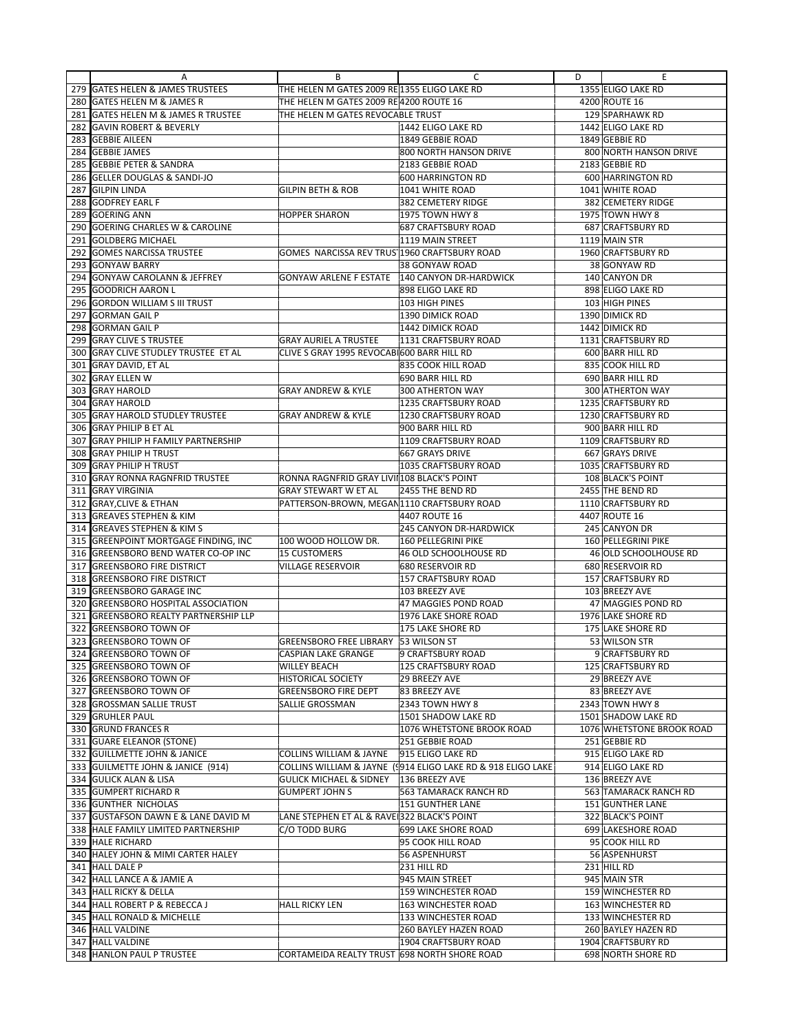| | A | B | C | D | E |
|---|---|---|---|---|---|
| 279 | GATES HELEN & JAMES TRUSTEES | THE HELEN M GATES 2009 RE | 1355 ELIGO LAKE RD | 1355 | ELIGO LAKE RD |
| 280 | GATES HELEN M & JAMES R | THE HELEN M GATES 2009 RE | 4200 ROUTE 16 | 4200 | ROUTE 16 |
| 281 | GATES HELEN M & JAMES R TRUSTEE | THE HELEN M GATES REVOCABLE TRUST | | 129 | SPARHAWK RD |
| 282 | GAVIN ROBERT & BEVERLY | | 1442 ELIGO LAKE RD | 1442 | ELIGO LAKE RD |
| 283 | GEBBIE AILEEN | | 1849 GEBBIE ROAD | 1849 | GEBBIE RD |
| 284 | GEBBIE JAMES | | 800 NORTH HANSON DRIVE | 800 | NORTH HANSON DRIVE |
| 285 | GEBBIE PETER & SANDRA | | 2183 GEBBIE ROAD | 2183 | GEBBIE RD |
| 286 | GELLER DOUGLAS & SANDI-JO | | 600 HARRINGTON RD | 600 | HARRINGTON RD |
| 287 | GILPIN LINDA | GILPIN BETH & ROB | 1041 WHITE ROAD | 1041 | WHITE ROAD |
| 288 | GODFREY EARL F | | 382 CEMETERY RIDGE | 382 | CEMETERY RIDGE |
| 289 | GOERING ANN | HOPPER SHARON | 1975 TOWN HWY 8 | 1975 | TOWN HWY 8 |
| 290 | GOERING CHARLES W & CAROLINE | | 687 CRAFTSBURY ROAD | 687 | CRAFTSBURY RD |
| 291 | GOLDBERG MICHAEL | | 1119 MAIN STREET | 1119 | MAIN STR |
| 292 | GOMES NARCISSA TRUSTEE | GOMES NARCISSA REV TRUS | 1960 CRAFTSBURY ROAD | 1960 | CRAFTSBURY RD |
| 293 | GONYAW BARRY | | 38 GONYAW ROAD | 38 | GONYAW RD |
| 294 | GONYAW CAROLANN & JEFFREY | GONYAW ARLENE F ESTATE | 140 CANYON DR-HARDWICK | 140 | CANYON DR |
| 295 | GOODRICH AARON L | | 898 ELIGO LAKE RD | 898 | ELIGO LAKE RD |
| 296 | GORDON WILLIAM S III TRUST | | 103 HIGH PINES | 103 | HIGH PINES |
| 297 | GORMAN GAIL P | | 1390 DIMICK ROAD | 1390 | DIMICK RD |
| 298 | GORMAN GAIL P | | 1442 DIMICK ROAD | 1442 | DIMICK RD |
| 299 | GRAY CLIVE S TRUSTEE | GRAY AURIEL A TRUSTEE | 1131 CRAFTSBURY ROAD | 1131 | CRAFTSBURY RD |
| 300 | GRAY CLIVE STUDLEY TRUSTEE ET AL | CLIVE S GRAY 1995 REVOCAB | 600 BARR HILL RD | 600 | BARR HILL RD |
| 301 | GRAY DAVID, ET AL | | 835 COOK HILL ROAD | 835 | COOK HILL RD |
| 302 | GRAY ELLEN W | | 690 BARR HILL RD | 690 | BARR HILL RD |
| 303 | GRAY HAROLD | GRAY ANDREW & KYLE | 300 ATHERTON WAY | 300 | ATHERTON WAY |
| 304 | GRAY HAROLD | | 1235 CRAFTSBURY ROAD | 1235 | CRAFTSBURY RD |
| 305 | GRAY HAROLD STUDLEY TRUSTEE | GRAY ANDREW & KYLE | 1230 CRAFTSBURY ROAD | 1230 | CRAFTSBURY RD |
| 306 | GRAY PHILIP B ET AL | | 900 BARR HILL RD | 900 | BARR HILL RD |
| 307 | GRAY PHILIP H FAMILY PARTNERSHIP | | 1109 CRAFTSBURY ROAD | 1109 | CRAFTSBURY RD |
| 308 | GRAY PHILIP H TRUST | | 667 GRAYS DRIVE | 667 | GRAYS DRIVE |
| 309 | GRAY PHILIP H TRUST | | 1035 CRAFTSBURY ROAD | 1035 | CRAFTSBURY RD |
| 310 | GRAY RONNA RAGNFRID TRUSTEE | RONNA RAGNFRID GRAY LIVI | 108 BLACK'S POINT | 108 | BLACK'S POINT |
| 311 | GRAY VIRGINIA | GRAY STEWART W ET AL | 2455 THE BEND RD | 2455 | THE BEND RD |
| 312 | GRAY,CLIVE & ETHAN | PATTERSON-BROWN, MEGAN | 1110 CRAFTSBURY ROAD | 1110 | CRAFTSBURY RD |
| 313 | GREAVES STEPHEN & KIM | | 4407 ROUTE 16 | 4407 | ROUTE 16 |
| 314 | GREAVES STEPHEN & KIM S | | 245 CANYON DR-HARDWICK | 245 | CANYON DR |
| 315 | GREENPOINT MORTGAGE FINDING, INC | 100 WOOD HOLLOW DR. | 160 PELLEGRINI PIKE | 160 | PELLEGRINI PIKE |
| 316 | GREENSBORO BEND WATER CO-OP INC | 15 CUSTOMERS | 46 OLD SCHOOLHOUSE RD | 46 | OLD SCHOOLHOUSE RD |
| 317 | GREENSBORO FIRE DISTRICT | VILLAGE RESERVOIR | 680 RESERVOIR RD | 680 | RESERVOIR RD |
| 318 | GREENSBORO FIRE DISTRICT | | 157 CRAFTSBURY ROAD | 157 | CRAFTSBURY RD |
| 319 | GREENSBORO GARAGE INC | | 103 BREEZY AVE | 103 | BREEZY AVE |
| 320 | GREENSBORO HOSPITAL ASSOCIATION | | 47 MAGGIES POND ROAD | 47 | MAGGIES POND RD |
| 321 | GREENSBORO REALTY PARTNERSHIP LLP | | 1976 LAKE SHORE ROAD | 1976 | LAKE SHORE RD |
| 322 | GREENSBORO TOWN OF | | 175 LAKE SHORE RD | 175 | LAKE SHORE RD |
| 323 | GREENSBORO TOWN OF | GREENSBORO FREE LIBRARY | 53 WILSON ST | 53 | WILSON STR |
| 324 | GREENSBORO TOWN OF | CASPIAN LAKE GRANGE | 9 CRAFTSBURY ROAD | 9 | CRAFTSBURY RD |
| 325 | GREENSBORO TOWN OF | WILLEY BEACH | 125 CRAFTSBURY ROAD | 125 | CRAFTSBURY RD |
| 326 | GREENSBORO TOWN OF | HISTORICAL SOCIETY | 29 BREEZY AVE | 29 | BREEZY AVE |
| 327 | GREENSBORO TOWN OF | GREENSBORO FIRE DEPT | 83 BREEZY AVE | 83 | BREEZY AVE |
| 328 | GROSSMAN SALLIE TRUST | SALLIE GROSSMAN | 2343 TOWN HWY 8 | 2343 | TOWN HWY 8 |
| 329 | GRUHLER PAUL | | 1501 SHADOW LAKE RD | 1501 | SHADOW LAKE RD |
| 330 | GRUND FRANCES R | | 1076 WHETSTONE BROOK ROAD | 1076 | WHETSTONE BROOK ROAD |
| 331 | GUARE ELEANOR (STONE) | | 251 GEBBIE ROAD | 251 | GEBBIE RD |
| 332 | GUILLMETTE JOHN & JANICE | COLLINS WILLIAM & JAYNE | 915 ELIGO LAKE RD | 915 | ELIGO LAKE RD |
| 333 | GUILLMETTE JOHN & JANICE (914) | COLLINS WILLIAM & JAYNE ( | 914 ELIGO LAKE RD & 918 ELIGO LAKE | 914 | ELIGO LAKE RD |
| 334 | GULICK ALAN & LISA | GULICK MICHAEL & SIDNEY | 136 BREEZY AVE | 136 | BREEZY AVE |
| 335 | GUMPERT RICHARD R | GUMPERT JOHN S | 563 TAMARACK RANCH RD | 563 | TAMARACK RANCH RD |
| 336 | GUNTHER NICHOLAS | | 151 GUNTHER LANE | 151 | GUNTHER LANE |
| 337 | GUSTAFSON DAWN E & LANE DAVID M | LANE STEPHEN ET AL & RAVE | 322 BLACK'S POINT | 322 | BLACK'S POINT |
| 338 | HALE FAMILY LIMITED PARTNERSHIP | C/O TODD BURG | 699 LAKE SHORE ROAD | 699 | LAKESHORE ROAD |
| 339 | HALE RICHARD | | 95 COOK HILL ROAD | 95 | COOK HILL RD |
| 340 | HALEY JOHN & MIMI CARTER HALEY | | 56 ASPENHURST | 56 | ASPENHURST |
| 341 | HALL DALE P | | 231 HILL RD | 231 | HILL RD |
| 342 | HALL LANCE A & JAMIE A | | 945 MAIN STREET | 945 | MAIN STR |
| 343 | HALL RICKY & DELLA | | 159 WINCHESTER ROAD | 159 | WINCHESTER RD |
| 344 | HALL ROBERT P & REBECCA J | HALL RICKY LEN | 163 WINCHESTER ROAD | 163 | WINCHESTER RD |
| 345 | HALL RONALD & MICHELLE | | 133 WINCHESTER ROAD | 133 | WINCHESTER RD |
| 346 | HALL VALDINE | | 260 BAYLEY HAZEN ROAD | 260 | BAYLEY HAZEN RD |
| 347 | HALL VALDINE | | 1904 CRAFTSBURY ROAD | 1904 | CRAFTSBURY RD |
| 348 | HANLON PAUL P TRUSTEE | CORTAMEIDA REALTY TRUST | 698 NORTH SHORE ROAD | 698 | NORTH SHORE RD |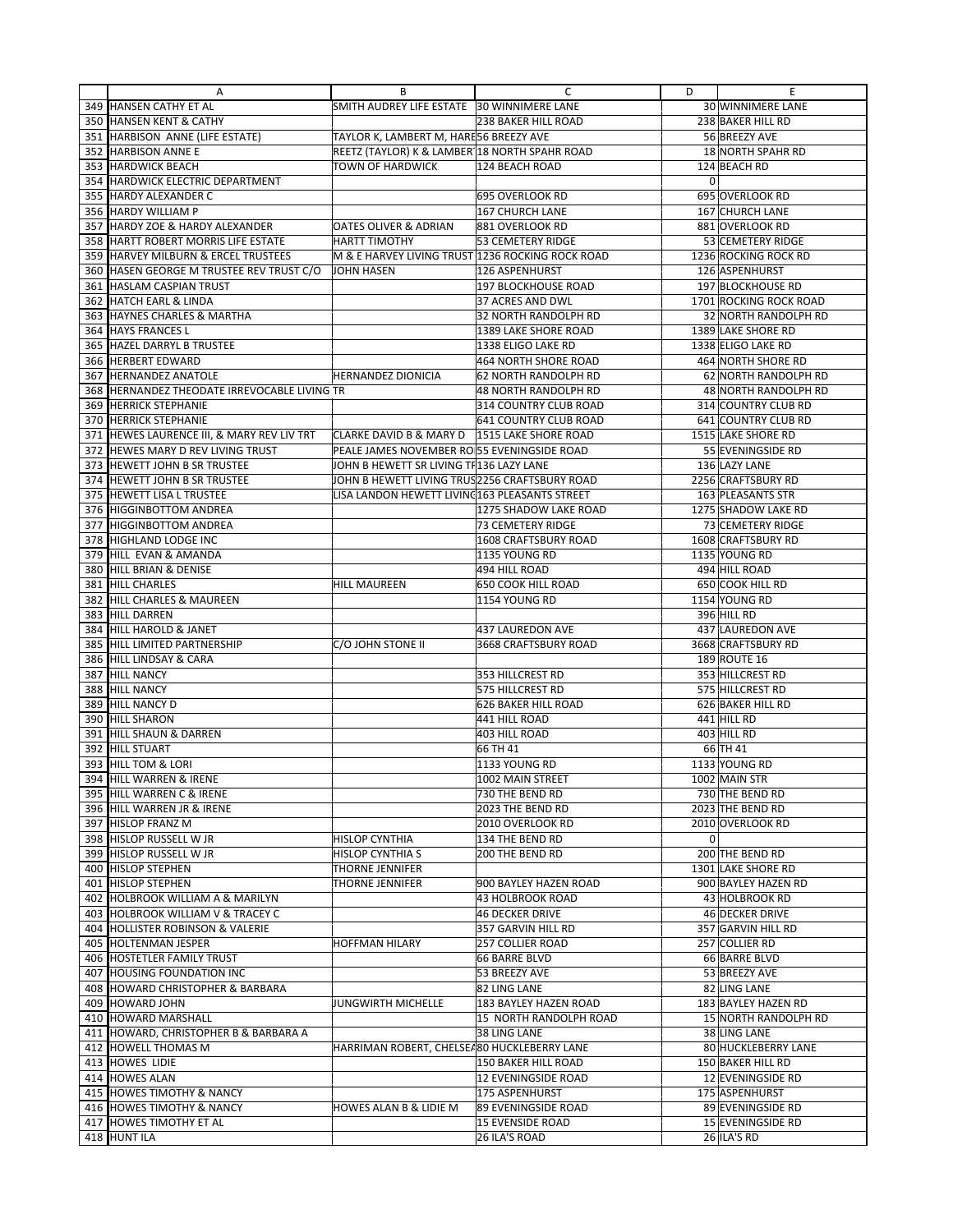| | A | B | C | D | E |
|---|---|---|---|---|---|
| 349 | HANSEN CATHY ET AL | SMITH AUDREY LIFE ESTATE | 30 WINNIMERE LANE | 30 | WINNIMERE LANE |
| 350 | HANSEN KENT & CATHY | | 238 BAKER HILL ROAD | 238 | BAKER HILL RD |
| 351 | HARBISON ANNE (LIFE ESTATE) | TAYLOR K, LAMBERT M, HARE | 56 BREEZY AVE | 56 | BREEZY AVE |
| 352 | HARBISON ANNE E | REETZ (TAYLOR) K & LAMBER | 18 NORTH SPAHR ROAD | 18 | NORTH SPAHR RD |
| 353 | HARDWICK BEACH | TOWN OF HARDWICK | 124 BEACH ROAD | 124 | BEACH RD |
| 354 | HARDWICK ELECTRIC DEPARTMENT | | | 0 | |
| 355 | HARDY ALEXANDER C | | 695 OVERLOOK RD | 695 | OVERLOOK RD |
| 356 | HARDY WILLIAM P | | 167 CHURCH LANE | 167 | CHURCH LANE |
| 357 | HARDY ZOE & HARDY ALEXANDER | OATES OLIVER & ADRIAN | 881 OVERLOOK RD | 881 | OVERLOOK RD |
| 358 | HARTT ROBERT MORRIS LIFE ESTATE | HARTT TIMOTHY | 53 CEMETERY RIDGE | 53 | CEMETERY RIDGE |
| 359 | HARVEY MILBURN & ERCEL TRUSTEES | M & E HARVEY LIVING TRUST | 1236 ROCKING ROCK ROAD | 1236 | ROCKING ROCK RD |
| 360 | HASEN GEORGE M TRUSTEE REV TRUST C/O | JOHN HASEN | 126 ASPENHURST | 126 | ASPENHURST |
| 361 | HASLAM CASPIAN TRUST | | 197 BLOCKHOUSE ROAD | 197 | BLOCKHOUSE RD |
| 362 | HATCH EARL & LINDA | | 37 ACRES AND DWL | 1701 | ROCKING ROCK ROAD |
| 363 | HAYNES CHARLES & MARTHA | | 32 NORTH RANDOLPH RD | 32 | NORTH RANDOLPH RD |
| 364 | HAYS FRANCES L | | 1389 LAKE SHORE ROAD | 1389 | LAKE SHORE RD |
| 365 | HAZEL DARRYL B TRUSTEE | | 1338 ELIGO LAKE RD | 1338 | ELIGO LAKE RD |
| 366 | HERBERT EDWARD | | 464 NORTH SHORE ROAD | 464 | NORTH SHORE RD |
| 367 | HERNANDEZ ANATOLE | HERNANDEZ DIONICIA | 62 NORTH RANDOLPH RD | 62 | NORTH RANDOLPH RD |
| 368 | HERNANDEZ THEODATE IRREVOCABLE LIVING TR | | 48 NORTH RANDOLPH RD | 48 | NORTH RANDOLPH RD |
| 369 | HERRICK STEPHANIE | | 314 COUNTRY CLUB ROAD | 314 | COUNTRY CLUB RD |
| 370 | HERRICK STEPHANIE | | 641 COUNTRY CLUB ROAD | 641 | COUNTRY CLUB RD |
| 371 | HEWES LAURENCE III, & MARY REV LIV TRT | CLARKE DAVID B & MARY D | 1515 LAKE SHORE ROAD | 1515 | LAKE SHORE RD |
| 372 | HEWES MARY D REV LIVING TRUST | PEALE JAMES NOVEMBER RO | 55 EVENINGSIDE ROAD | 55 | EVENINGSIDE RD |
| 373 | HEWETT JOHN B SR TRUSTEE | JOHN B HEWETT SR LIVING TF | 136 LAZY LANE | 136 | LAZY LANE |
| 374 | HEWETT JOHN B SR TRUSTEE | JOHN B HEWETT LIVING TRUS | 2256 CRAFTSBURY ROAD | 2256 | CRAFTSBURY RD |
| 375 | HEWETT LISA L TRUSTEE | LISA LANDON HEWETT LIVING | 163 PLEASANTS STREET | 163 | PLEASANTS STR |
| 376 | HIGGINBOTTOM ANDREA | | 1275 SHADOW LAKE ROAD | 1275 | SHADOW LAKE RD |
| 377 | HIGGINBOTTOM ANDREA | | 73 CEMETERY RIDGE | 73 | CEMETERY RIDGE |
| 378 | HIGHLAND LODGE INC | | 1608 CRAFTSBURY ROAD | 1608 | CRAFTSBURY RD |
| 379 | HILL EVAN & AMANDA | | 1135 YOUNG RD | 1135 | YOUNG RD |
| 380 | HILL BRIAN & DENISE | | 494 HILL ROAD | 494 | HILL ROAD |
| 381 | HILL CHARLES | HILL MAUREEN | 650 COOK HILL ROAD | 650 | COOK HILL RD |
| 382 | HILL CHARLES & MAUREEN | | 1154 YOUNG RD | 1154 | YOUNG RD |
| 383 | HILL DARREN | | | 396 | HILL RD |
| 384 | HILL HAROLD & JANET | | 437 LAUREDON AVE | 437 | LAUREDON AVE |
| 385 | HILL LIMITED PARTNERSHIP | C/O JOHN STONE II | 3668 CRAFTSBURY ROAD | 3668 | CRAFTSBURY RD |
| 386 | HILL LINDSAY & CARA | | | 189 | ROUTE 16 |
| 387 | HILL NANCY | | 353 HILLCREST RD | 353 | HILLCREST RD |
| 388 | HILL NANCY | | 575 HILLCREST RD | 575 | HILLCREST RD |
| 389 | HILL NANCY D | | 626 BAKER HILL ROAD | 626 | BAKER HILL RD |
| 390 | HILL SHARON | | 441 HILL ROAD | 441 | HILL RD |
| 391 | HILL SHAUN & DARREN | | 403 HILL ROAD | 403 | HILL RD |
| 392 | HILL STUART | | 66 TH 41 | 66 | TH 41 |
| 393 | HILL TOM & LORI | | 1133 YOUNG RD | 1133 | YOUNG RD |
| 394 | HILL WARREN & IRENE | | 1002 MAIN STREET | 1002 | MAIN STR |
| 395 | HILL WARREN C & IRENE | | 730 THE BEND RD | 730 | THE BEND RD |
| 396 | HILL WARREN JR & IRENE | | 2023 THE BEND RD | 2023 | THE BEND RD |
| 397 | HISLOP FRANZ M | | 2010 OVERLOOK RD | 2010 | OVERLOOK RD |
| 398 | HISLOP RUSSELL W JR | HISLOP CYNTHIA | 134 THE BEND RD | 0 | |
| 399 | HISLOP RUSSELL W JR | HISLOP CYNTHIA S | 200 THE BEND RD | 200 | THE BEND RD |
| 400 | HISLOP STEPHEN | THORNE JENNIFER | | 1301 | LAKE SHORE RD |
| 401 | HISLOP STEPHEN | THORNE JENNIFER | 900 BAYLEY HAZEN ROAD | 900 | BAYLEY HAZEN RD |
| 402 | HOLBROOK WILLIAM A & MARILYN | | 43 HOLBROOK ROAD | 43 | HOLBROOK RD |
| 403 | HOLBROOK WILLIAM V & TRACEY C | | 46 DECKER DRIVE | 46 | DECKER DRIVE |
| 404 | HOLLISTER ROBINSON & VALERIE | | 357 GARVIN HILL RD | 357 | GARVIN HILL RD |
| 405 | HOLTENMAN JESPER | HOFFMAN HILARY | 257 COLLIER ROAD | 257 | COLLIER RD |
| 406 | HOSTETLER FAMILY TRUST | | 66 BARRE BLVD | 66 | BARRE BLVD |
| 407 | HOUSING FOUNDATION INC | | 53 BREEZY AVE | 53 | BREEZY AVE |
| 408 | HOWARD CHRISTOPHER & BARBARA | | 82 LING LANE | 82 | LING LANE |
| 409 | HOWARD JOHN | JUNGWIRTH MICHELLE | 183 BAYLEY HAZEN ROAD | 183 | BAYLEY HAZEN RD |
| 410 | HOWARD MARSHALL | | 15 NORTH RANDOLPH ROAD | 15 | NORTH RANDOLPH RD |
| 411 | HOWARD, CHRISTOPHER B & BARBARA A | | 38 LING LANE | 38 | LING LANE |
| 412 | HOWELL THOMAS M | HARRIMAN ROBERT, CHELSEA | 80 HUCKLEBERRY LANE | 80 | HUCKLEBERRY LANE |
| 413 | HOWES LIDIE | | 150 BAKER HILL ROAD | 150 | BAKER HILL RD |
| 414 | HOWES ALAN | | 12 EVENINGSIDE ROAD | 12 | EVENINGSIDE RD |
| 415 | HOWES TIMOTHY & NANCY | | 175 ASPENHURST | 175 | ASPENHURST |
| 416 | HOWES TIMOTHY & NANCY | HOWES ALAN B & LIDIE M | 89 EVENINGSIDE ROAD | 89 | EVENINGSIDE RD |
| 417 | HOWES TIMOTHY ET AL | | 15 EVENSIDE ROAD | 15 | EVENINGSIDE RD |
| 418 | HUNT ILA | | 26 ILA'S ROAD | 26 | ILA'S RD |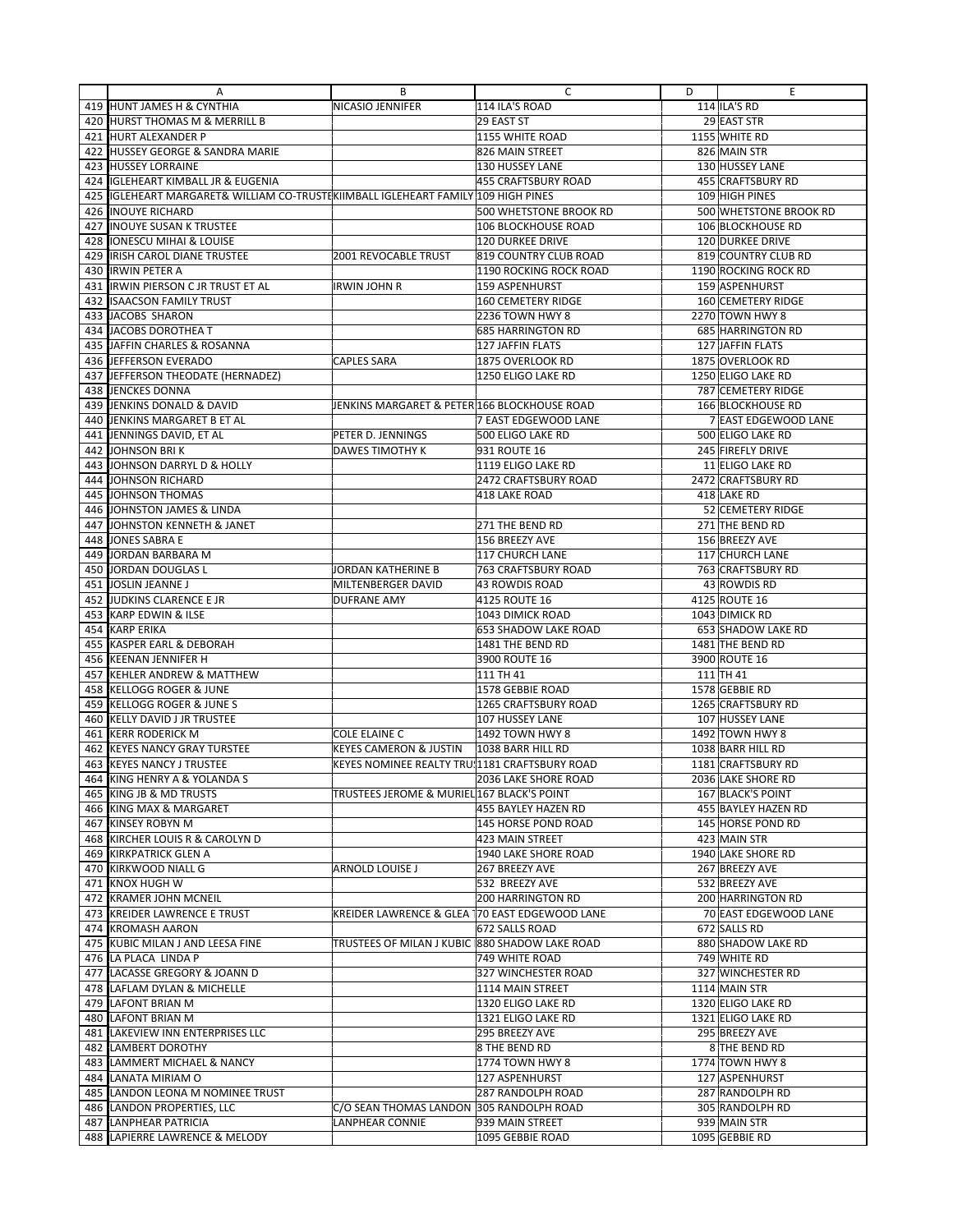| | A | B | C | D | E |
|---|---|---|---|---|---|
| 419 | HUNT JAMES H & CYNTHIA | NICASIO JENNIFER | 114 ILA'S ROAD | 114 | ILA'S RD |
| 420 | HURST THOMAS M & MERRILL B | | 29 EAST ST | 29 | EAST STR |
| 421 | HURT ALEXANDER P | | 1155 WHITE ROAD | 1155 | WHITE RD |
| 422 | HUSSEY GEORGE & SANDRA MARIE | | 826 MAIN STREET | 826 | MAIN STR |
| 423 | HUSSEY LORRAINE | | 130 HUSSEY LANE | 130 | HUSSEY LANE |
| 424 | IGLEHEART KIMBALL JR & EUGENIA | | 455 CRAFTSBURY ROAD | 455 | CRAFTSBURY RD |
| 425 | IGLEHEART MARGARET& WILLIAM CO-TRUSTE | KIIMBALL IGLEHEART FAMILY | 109 HIGH PINES | 109 | HIGH PINES |
| 426 | INOUYE RICHARD | | 500 WHETSTONE BROOK RD | 500 | WHETSTONE BROOK RD |
| 427 | INOUYE SUSAN K TRUSTEE | | 106 BLOCKHOUSE ROAD | 106 | BLOCKHOUSE RD |
| 428 | IONESCU MIHAI & LOUISE | | 120 DURKEE DRIVE | 120 | DURKEE DRIVE |
| 429 | IRISH CAROL DIANE TRUSTEE | 2001 REVOCABLE TRUST | 819 COUNTRY CLUB ROAD | 819 | COUNTRY CLUB RD |
| 430 | IRWIN PETER A | | 1190 ROCKING ROCK ROAD | 1190 | ROCKING ROCK RD |
| 431 | IRWIN PIERSON C JR TRUST ET AL | IRWIN JOHN R | 159 ASPENHURST | 159 | ASPENHURST |
| 432 | ISAACSON FAMILY TRUST | | 160 CEMETERY RIDGE | 160 | CEMETERY RIDGE |
| 433 | JACOBS SHARON | | 2236 TOWN HWY 8 | 2270 | TOWN HWY 8 |
| 434 | JACOBS DOROTHEA T | | 685 HARRINGTON RD | 685 | HARRINGTON RD |
| 435 | JAFFIN CHARLES & ROSANNA | | 127 JAFFIN FLATS | 127 | JAFFIN FLATS |
| 436 | JEFFERSON EVERADO | CAPLES SARA | 1875 OVERLOOK RD | 1875 | OVERLOOK RD |
| 437 | JEFFERSON THEODATE (HERNADEZ) | | 1250 ELIGO LAKE RD | 1250 | ELIGO LAKE RD |
| 438 | JENCKES DONNA | | | 787 | CEMETERY RIDGE |
| 439 | JENKINS DONALD & DAVID | JENKINS MARGARET & PETER | 166 BLOCKHOUSE ROAD | 166 | BLOCKHOUSE RD |
| 440 | JENKINS MARGARET B ET AL | | 7 EAST EDGEWOOD LANE | 7 | EAST EDGEWOOD LANE |
| 441 | JENNINGS DAVID, ET AL | PETER D. JENNINGS | 500 ELIGO LAKE RD | 500 | ELIGO LAKE RD |
| 442 | JOHNSON BRI K | DAWES TIMOTHY K | 931 ROUTE 16 | 245 | FIREFLY DRIVE |
| 443 | JOHNSON DARRYL D & HOLLY | | 1119 ELIGO LAKE RD | 11 | ELIGO LAKE RD |
| 444 | JOHNSON RICHARD | | 2472 CRAFTSBURY ROAD | 2472 | CRAFTSBURY RD |
| 445 | JOHNSON THOMAS | | 418 LAKE ROAD | 418 | LAKE RD |
| 446 | JOHNSTON JAMES & LINDA | | | 52 | CEMETERY RIDGE |
| 447 | JOHNSTON KENNETH & JANET | | 271 THE BEND RD | 271 | THE BEND RD |
| 448 | JONES SABRA E | | 156 BREEZY AVE | 156 | BREEZY AVE |
| 449 | JORDAN BARBARA M | | 117 CHURCH LANE | 117 | CHURCH LANE |
| 450 | JORDAN DOUGLAS L | JORDAN KATHERINE B | 763 CRAFTSBURY ROAD | 763 | CRAFTSBURY RD |
| 451 | JOSLIN JEANNE J | MILTENBERGER DAVID | 43 ROWDIS ROAD | 43 | ROWDIS RD |
| 452 | JUDKINS CLARENCE E JR | DUFRANE AMY | 4125 ROUTE 16 | 4125 | ROUTE 16 |
| 453 | KARP EDWIN & ILSE | | 1043 DIMICK ROAD | 1043 | DIMICK RD |
| 454 | KARP ERIKA | | 653 SHADOW LAKE ROAD | 653 | SHADOW LAKE RD |
| 455 | KASPER EARL & DEBORAH | | 1481 THE BEND RD | 1481 | THE BEND RD |
| 456 | KEENAN JENNIFER H | | 3900 ROUTE 16 | 3900 | ROUTE 16 |
| 457 | KEHLER ANDREW & MATTHEW | | 111 TH 41 | 111 | TH 41 |
| 458 | KELLOGG ROGER & JUNE | | 1578 GEBBIE ROAD | 1578 | GEBBIE RD |
| 459 | KELLOGG ROGER & JUNE S | | 1265 CRAFTSBURY ROAD | 1265 | CRAFTSBURY RD |
| 460 | KELLY DAVID J JR TRUSTEE | | 107 HUSSEY LANE | 107 | HUSSEY LANE |
| 461 | KERR RODERICK M | COLE ELAINE C | 1492 TOWN HWY 8 | 1492 | TOWN HWY 8 |
| 462 | KEYES NANCY GRAY TURSTEE | KEYES CAMERON & JUSTIN | 1038 BARR HILL RD | 1038 | BARR HILL RD |
| 463 | KEYES NANCY J TRUSTEE | KEYES NOMINEE REALTY TRU | 1181 CRAFTSBURY ROAD | 1181 | CRAFTSBURY RD |
| 464 | KING HENRY A & YOLANDA S | | 2036 LAKE SHORE ROAD | 2036 | LAKE SHORE RD |
| 465 | KING JB & MD TRUSTS | TRUSTEES JEROME & MURIEL | 167 BLACK'S POINT | 167 | BLACK'S POINT |
| 466 | KING MAX & MARGARET | | 455 BAYLEY HAZEN RD | 455 | BAYLEY HAZEN RD |
| 467 | KINSEY ROBYN M | | 145 HORSE POND ROAD | 145 | HORSE POND RD |
| 468 | KIRCHER LOUIS R & CAROLYN D | | 423 MAIN STREET | 423 | MAIN STR |
| 469 | KIRKPATRICK GLEN A | | 1940 LAKE SHORE ROAD | 1940 | LAKE SHORE RD |
| 470 | KIRKWOOD NIALL G | ARNOLD LOUISE J | 267 BREEZY AVE | 267 | BREEZY AVE |
| 471 | KNOX HUGH W | | 532 BREEZY AVE | 532 | BREEZY AVE |
| 472 | KRAMER JOHN MCNEIL | | 200 HARRINGTON RD | 200 | HARRINGTON RD |
| 473 | KREIDER LAWRENCE E TRUST | KREIDER LAWRENCE & GLEA | 70 EAST EDGEWOOD LANE | 70 | EAST EDGEWOOD LANE |
| 474 | KROMASH AARON | | 672 SALLS ROAD | 672 | SALLS RD |
| 475 | KUBIC MILAN J AND LEESA FINE | TRUSTEES OF MILAN J KUBIC | 880 SHADOW LAKE ROAD | 880 | SHADOW LAKE RD |
| 476 | LA PLACA LINDA P | | 749 WHITE ROAD | 749 | WHITE RD |
| 477 | LACASSE GREGORY & JOANN D | | 327 WINCHESTER ROAD | 327 | WINCHESTER RD |
| 478 | LAFLAM DYLAN & MICHELLE | | 1114 MAIN STREET | 1114 | MAIN STR |
| 479 | LAFONT BRIAN M | | 1320 ELIGO LAKE RD | 1320 | ELIGO LAKE RD |
| 480 | LAFONT BRIAN M | | 1321 ELIGO LAKE RD | 1321 | ELIGO LAKE RD |
| 481 | LAKEVIEW INN ENTERPRISES LLC | | 295 BREEZY AVE | 295 | BREEZY AVE |
| 482 | LAMBERT DOROTHY | | 8 THE BEND RD | 8 | THE BEND RD |
| 483 | LAMMERT MICHAEL & NANCY | | 1774 TOWN HWY 8 | 1774 | TOWN HWY 8 |
| 484 | LANATA MIRIAM O | | 127 ASPENHURST | 127 | ASPENHURST |
| 485 | LANDON LEONA M NOMINEE TRUST | | 287 RANDOLPH ROAD | 287 | RANDOLPH RD |
| 486 | LANDON PROPERTIES, LLC | C/O SEAN THOMAS LANDON | 305 RANDOLPH ROAD | 305 | RANDOLPH RD |
| 487 | LANPHEAR PATRICIA | LANPHEAR CONNIE | 939 MAIN STREET | 939 | MAIN STR |
| 488 | LAPIERRE LAWRENCE & MELODY | | 1095 GEBBIE ROAD | 1095 | GEBBIE RD |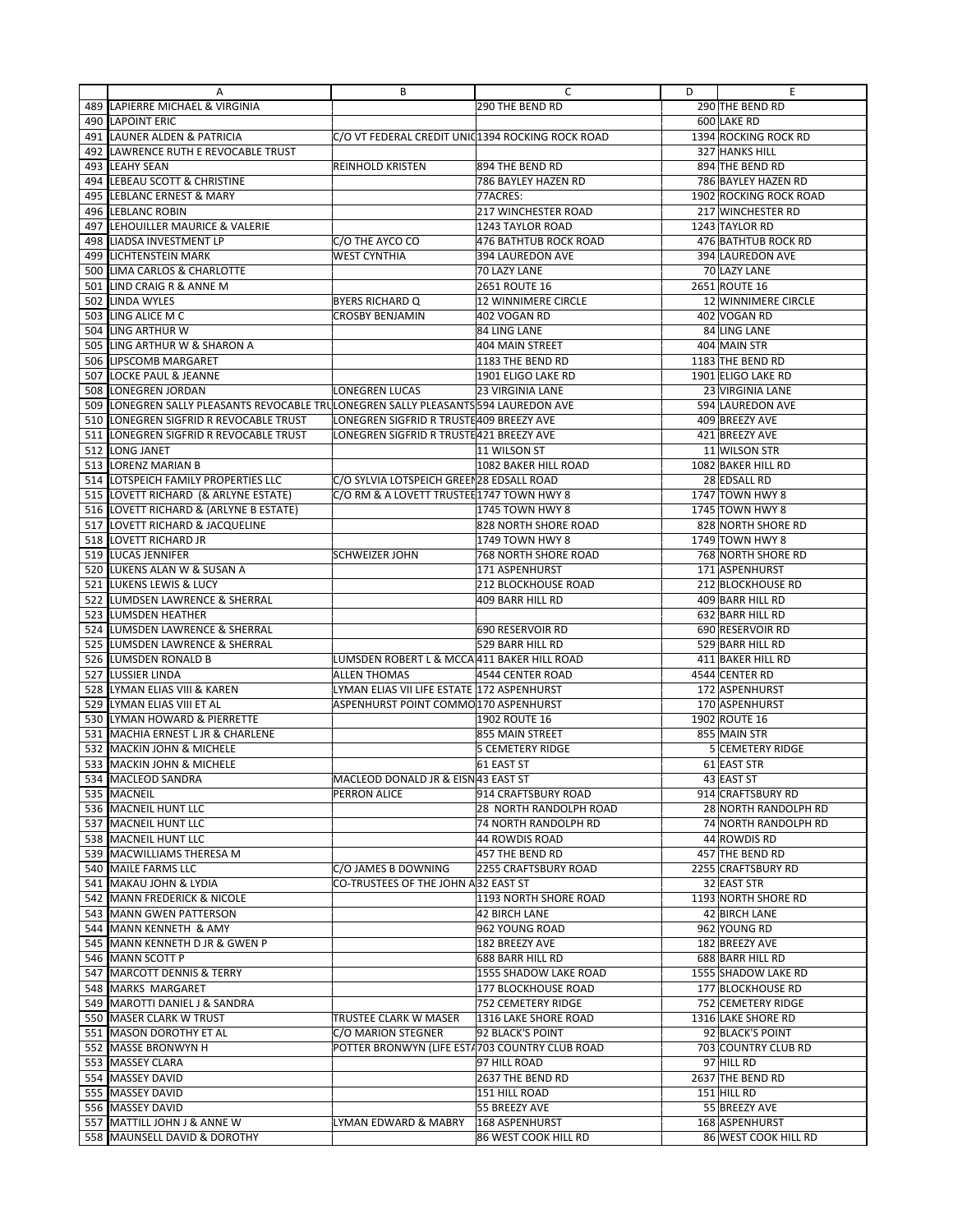| | A | B | C | D | E |
|---|---|---|---|---|---|
| 489 | LAPIERRE MICHAEL & VIRGINIA | | 290 THE BEND RD | 290 | THE BEND RD |
| 490 | LAPOINT ERIC | | | 600 | LAKE RD |
| 491 | LAUNER ALDEN & PATRICIA | C/O VT FEDERAL CREDIT UNIC | 1394 ROCKING ROCK ROAD | 1394 | ROCKING ROCK RD |
| 492 | LAWRENCE RUTH E REVOCABLE TRUST | | | 327 | HANKS HILL |
| 493 | LEAHY SEAN | REINHOLD KRISTEN | 894 THE BEND RD | 894 | THE BEND RD |
| 494 | LEBEAU SCOTT & CHRISTINE | | 786 BAYLEY HAZEN RD | 786 | BAYLEY HAZEN RD |
| 495 | LEBLANC ERNEST & MARY | | 77ACRES: | 1902 | ROCKING ROCK ROAD |
| 496 | LEBLANC ROBIN | | 217 WINCHESTER ROAD | 217 | WINCHESTER RD |
| 497 | LEHOUILLER MAURICE & VALERIE | | 1243 TAYLOR ROAD | 1243 | TAYLOR RD |
| 498 | LIADSA INVESTMENT LP | C/O THE AYCO CO | 476 BATHTUB ROCK ROAD | 476 | BATHTUB ROCK RD |
| 499 | LICHTENSTEIN MARK | WEST CYNTHIA | 394 LAUREDON AVE | 394 | LAUREDON AVE |
| 500 | LIMA CARLOS & CHARLOTTE | | 70 LAZY LANE | 70 | LAZY LANE |
| 501 | LIND CRAIG R & ANNE M | | 2651 ROUTE 16 | 2651 | ROUTE 16 |
| 502 | LINDA WYLES | BYERS RICHARD Q | 12 WINNIMERE CIRCLE | 12 | WINNIMERE CIRCLE |
| 503 | LING ALICE M C | CROSBY BENJAMIN | 402 VOGAN RD | 402 | VOGAN RD |
| 504 | LING ARTHUR W | | 84 LING LANE | 84 | LING LANE |
| 505 | LING ARTHUR W & SHARON A | | 404 MAIN STREET | 404 | MAIN STR |
| 506 | LIPSCOMB MARGARET | | 1183 THE BEND RD | 1183 | THE BEND RD |
| 507 | LOCKE PAUL & JEANNE | | 1901 ELIGO LAKE RD | 1901 | ELIGO LAKE RD |
| 508 | LONEGREN JORDAN | LONEGREN LUCAS | 23 VIRGINIA LANE | 23 | VIRGINIA LANE |
| 509 | LONEGREN SALLY PLEASANTS REVOCABLE TRU | LONEGREN SALLY PLEASANTS | 594 LAUREDON AVE | 594 | LAUREDON AVE |
| 510 | LONEGREN SIGFRID R REVOCABLE TRUST | LONEGREN SIGFRID R TRUSTE | 409 BREEZY AVE | 409 | BREEZY AVE |
| 511 | LONEGREN SIGFRID R REVOCABLE TRUST | LONEGREN SIGFRID R TRUSTE | 421 BREEZY AVE | 421 | BREEZY AVE |
| 512 | LONG JANET | | 11 WILSON ST | 11 | WILSON STR |
| 513 | LORENZ MARIAN B | | 1082 BAKER HILL ROAD | 1082 | BAKER HILL RD |
| 514 | LOTSPEICH FAMILY PROPERTIES LLC | C/O SYLVIA LOTSPEICH GREEN | 28 EDSALL ROAD | 28 | EDSALL RD |
| 515 | LOVETT RICHARD (& ARLYNE ESTATE) | C/O RM & A LOVETT TRUSTEE | 1747 TOWN HWY 8 | 1747 | TOWN HWY 8 |
| 516 | LOVETT RICHARD & (ARLYNE B ESTATE) | | 1745 TOWN HWY 8 | 1745 | TOWN HWY 8 |
| 517 | LOVETT RICHARD & JACQUELINE | | 828 NORTH SHORE ROAD | 828 | NORTH SHORE RD |
| 518 | LOVETT RICHARD JR | | 1749 TOWN HWY 8 | 1749 | TOWN HWY 8 |
| 519 | LUCAS JENNIFER | SCHWEIZER JOHN | 768 NORTH SHORE ROAD | 768 | NORTH SHORE RD |
| 520 | LUKENS ALAN W & SUSAN A | | 171 ASPENHURST | 171 | ASPENHURST |
| 521 | LUKENS LEWIS & LUCY | | 212 BLOCKHOUSE ROAD | 212 | BLOCKHOUSE RD |
| 522 | LUMDSEN LAWRENCE & SHERRAL | | 409 BARR HILL RD | 409 | BARR HILL RD |
| 523 | LUMSDEN HEATHER | | | 632 | BARR HILL RD |
| 524 | LUMSDEN LAWRENCE & SHERRAL | | 690 RESERVOIR RD | 690 | RESERVOIR RD |
| 525 | LUMSDEN LAWRENCE & SHERRAL | | 529 BARR HILL RD | 529 | BARR HILL RD |
| 526 | LUMSDEN RONALD B | LUMSDEN ROBERT L & MCCA | 411 BAKER HILL ROAD | 411 | BAKER HILL RD |
| 527 | LUSSIER LINDA | ALLEN THOMAS | 4544 CENTER ROAD | 4544 | CENTER RD |
| 528 | LYMAN ELIAS VIII & KAREN | LYMAN ELIAS VII LIFE ESTATE | 172 ASPENHURST | 172 | ASPENHURST |
| 529 | LYMAN ELIAS VIII ET AL | ASPENHURST POINT COMMO | 170 ASPENHURST | 170 | ASPENHURST |
| 530 | LYMAN HOWARD & PIERRETTE | | 1902 ROUTE 16 | 1902 | ROUTE 16 |
| 531 | MACHIA ERNEST L JR & CHARLENE | | 855 MAIN STREET | 855 | MAIN STR |
| 532 | MACKIN JOHN & MICHELE | | 5 CEMETERY RIDGE | 5 | CEMETERY RIDGE |
| 533 | MACKIN JOHN & MICHELE | | 61 EAST ST | 61 | EAST STR |
| 534 | MACLEOD SANDRA | MACLEOD DONALD JR & EISN | 43 EAST ST | 43 | EAST ST |
| 535 | MACNEIL | PERRON ALICE | 914 CRAFTSBURY ROAD | 914 | CRAFTSBURY RD |
| 536 | MACNEIL HUNT LLC | | 28 NORTH RANDOLPH ROAD | 28 | NORTH RANDOLPH RD |
| 537 | MACNEIL HUNT LLC | | 74 NORTH RANDOLPH RD | 74 | NORTH RANDOLPH RD |
| 538 | MACNEIL HUNT LLC | | 44 ROWDIS ROAD | 44 | ROWDIS RD |
| 539 | MACWILLIAMS THERESA M | | 457 THE BEND RD | 457 | THE BEND RD |
| 540 | MAILE FARMS LLC | C/O JAMES B DOWNING | 2255 CRAFTSBURY ROAD | 2255 | CRAFTSBURY RD |
| 541 | MAKAU JOHN & LYDIA | CO-TRUSTEES OF THE JOHN A | 32 EAST ST | 32 | EAST STR |
| 542 | MANN FREDERICK & NICOLE | | 1193 NORTH SHORE ROAD | 1193 | NORTH SHORE RD |
| 543 | MANN GWEN PATTERSON | | 42 BIRCH LANE | 42 | BIRCH LANE |
| 544 | MANN KENNETH & AMY | | 962 YOUNG ROAD | 962 | YOUNG RD |
| 545 | MANN KENNETH D JR & GWEN P | | 182 BREEZY AVE | 182 | BREEZY AVE |
| 546 | MANN SCOTT P | | 688 BARR HILL RD | 688 | BARR HILL RD |
| 547 | MARCOTT DENNIS & TERRY | | 1555 SHADOW LAKE ROAD | 1555 | SHADOW LAKE RD |
| 548 | MARKS MARGARET | | 177 BLOCKHOUSE ROAD | 177 | BLOCKHOUSE RD |
| 549 | MAROTTI DANIEL J & SANDRA | | 752 CEMETERY RIDGE | 752 | CEMETERY RIDGE |
| 550 | MASER CLARK W TRUST | TRUSTEE CLARK W MASER | 1316 LAKE SHORE ROAD | 1316 | LAKE SHORE RD |
| 551 | MASON DOROTHY ET AL | C/O MARION STEGNER | 92 BLACK'S POINT | 92 | BLACK'S POINT |
| 552 | MASSE BRONWYN H | POTTER BRONWYN (LIFE EST/ | 703 COUNTRY CLUB ROAD | 703 | COUNTRY CLUB RD |
| 553 | MASSEY CLARA | | 97 HILL ROAD | 97 | HILL RD |
| 554 | MASSEY DAVID | | 2637 THE BEND RD | 2637 | THE BEND RD |
| 555 | MASSEY DAVID | | 151 HILL ROAD | 151 | HILL RD |
| 556 | MASSEY DAVID | | 55 BREEZY AVE | 55 | BREEZY AVE |
| 557 | MATTILL JOHN J & ANNE W | LYMAN EDWARD & MABRY | 168 ASPENHURST | 168 | ASPENHURST |
| 558 | MAUNSELL DAVID & DOROTHY | | 86 WEST COOK HILL RD | 86 | WEST COOK HILL RD |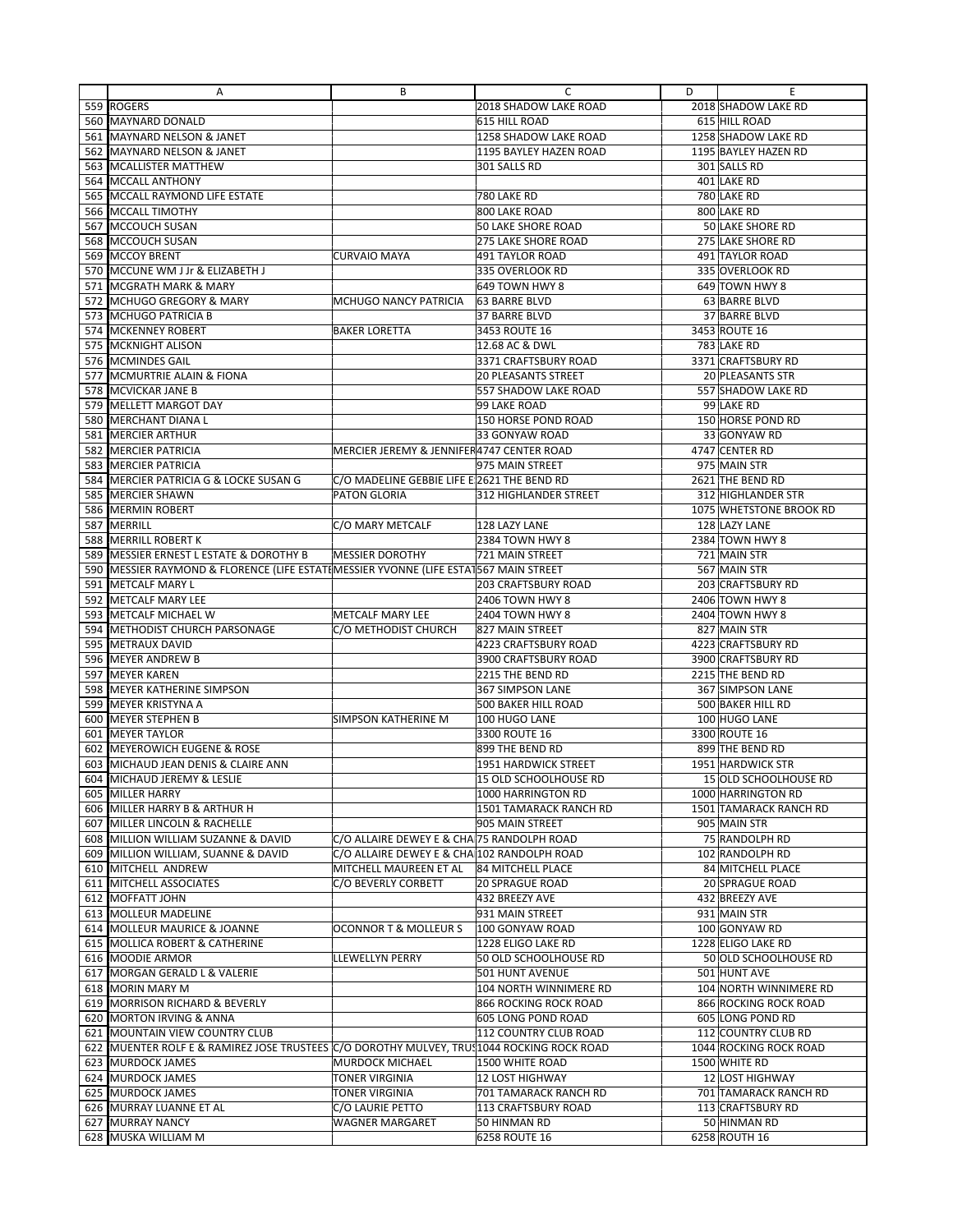| | A | B | C | D | E |
|---|---|---|---|---|---|
| 559 | ROGERS | | 2018 SHADOW LAKE ROAD | 2018 | SHADOW LAKE RD |
| 560 | MAYNARD DONALD | | 615 HILL ROAD | 615 | HILL ROAD |
| 561 | MAYNARD NELSON & JANET | | 1258 SHADOW LAKE ROAD | 1258 | SHADOW LAKE RD |
| 562 | MAYNARD NELSON & JANET | | 1195 BAYLEY HAZEN ROAD | 1195 | BAYLEY HAZEN RD |
| 563 | MCALLISTER MATTHEW | | 301 SALLS RD | 301 | SALLS RD |
| 564 | MCCALL ANTHONY | | | 401 | LAKE RD |
| 565 | MCCALL RAYMOND LIFE ESTATE | | 780 LAKE RD | 780 | LAKE RD |
| 566 | MCCALL TIMOTHY | | 800 LAKE RD | 800 | LAKE RD |
| 567 | MCCOUCH SUSAN | | 50 LAKE SHORE ROAD | 50 | LAKE SHORE RD |
| 568 | MCCOUCH SUSAN | | 275 LAKE SHORE ROAD | 275 | LAKE SHORE RD |
| 569 | MCCOY BRENT | CURVAIO MAYA | 491 TAYLOR ROAD | 491 | TAYLOR ROAD |
| 570 | MCCUNE WM J Jr & ELIZABETH J | | 335 OVERLOOK RD | 335 | OVERLOOK RD |
| 571 | MCGRATH MARK & MARY | | 649 TOWN HWY 8 | 649 | TOWN HWY 8 |
| 572 | MCHUGO GREGORY & MARY | MCHUGO NANCY PATRICIA | 63 BARRE BLVD | 63 | BARRE BLVD |
| 573 | MCHUGO PATRICIA B | | 37 BARRE BLVD | 37 | BARRE BLVD |
| 574 | MCKENNEY ROBERT | BAKER LORETTA | 3453 ROUTE 16 | 3453 | ROUTE 16 |
| 575 | MCKNIGHT ALISON | | 12.68 AC & DWL | 783 | LAKE RD |
| 576 | MCMINDES GAIL | | 3371 CRAFTSBURY ROAD | 3371 | CRAFTSBURY RD |
| 577 | MCMURTRIE ALAIN & FIONA | | 20 PLEASANTS STREET | 20 | PLEASANTS STR |
| 578 | MCVICKAR JANE B | | 557 SHADOW LAKE ROAD | 557 | SHADOW LAKE RD |
| 579 | MELLETT MARGOT DAY | | 99 LAKE ROAD | 99 | LAKE RD |
| 580 | MERCHANT DIANA L | | 150 HORSE POND ROAD | 150 | HORSE POND RD |
| 581 | MERCIER ARTHUR | | 33 GONYAW ROAD | 33 | GONYAW RD |
| 582 | MERCIER PATRICIA | MERCIER JEREMY & JENNIFER | 4747 CENTER ROAD | 4747 | CENTER RD |
| 583 | MERCIER PATRICIA | | 975 MAIN STREET | 975 | MAIN STR |
| 584 | MERCIER PATRICIA G & LOCKE SUSAN G | C/O MADELINE GEBBIE LIFE E | 2621 THE BEND RD | 2621 | THE BEND RD |
| 585 | MERCIER SHAWN | PATON GLORIA | 312 HIGHLANDER STREET | 312 | HIGHLANDER STR |
| 586 | MERMIN ROBERT | | | 1075 | WHETSTONE BROOK RD |
| 587 | MERRILL | C/O MARY METCALF | 128 LAZY LANE | 128 | LAZY LANE |
| 588 | MERRILL ROBERT K | | 2384 TOWN HWY 8 | 2384 | TOWN HWY 8 |
| 589 | MESSIER ERNEST L ESTATE & DOROTHY B | MESSIER DOROTHY | 721 MAIN STREET | 721 | MAIN STR |
| 590 | MESSIER RAYMOND & FLORENCE (LIFE ESTATE | MESSIER YVONNE (LIFE ESTAT | 567 MAIN STREET | 567 | MAIN STR |
| 591 | METCALF MARY L | | 203 CRAFTSBURY ROAD | 203 | CRAFTSBURY RD |
| 592 | METCALF MARY LEE | | 2406 TOWN HWY 8 | 2406 | TOWN HWY 8 |
| 593 | METCALF MICHAEL W | METCALF MARY LEE | 2404 TOWN HWY 8 | 2404 | TOWN HWY 8 |
| 594 | METHODIST CHURCH PARSONAGE | C/O METHODIST CHURCH | 827 MAIN STREET | 827 | MAIN STR |
| 595 | METRAUX DAVID | | 4223 CRAFTSBURY ROAD | 4223 | CRAFTSBURY RD |
| 596 | MEYER ANDREW B | | 3900 CRAFTSBURY ROAD | 3900 | CRAFTSBURY RD |
| 597 | MEYER KAREN | | 2215 THE BEND RD | 2215 | THE BEND RD |
| 598 | MEYER KATHERINE SIMPSON | | 367 SIMPSON LANE | 367 | SIMPSON LANE |
| 599 | MEYER KRISTYNA A | | 500 BAKER HILL ROAD | 500 | BAKER HILL RD |
| 600 | MEYER STEPHEN B | SIMPSON KATHERINE M | 100 HUGO LANE | 100 | HUGO LANE |
| 601 | MEYER TAYLOR | | 3300 ROUTE 16 | 3300 | ROUTE 16 |
| 602 | MEYEROWICH EUGENE & ROSE | | 899 THE BEND RD | 899 | THE BEND RD |
| 603 | MICHAUD JEAN DENIS & CLAIRE ANN | | 1951 HARDWICK STREET | 1951 | HARDWICK STR |
| 604 | MICHAUD JEREMY & LESLIE | | 15 OLD SCHOOLHOUSE RD | 15 | OLD SCHOOLHOUSE RD |
| 605 | MILLER HARRY | | 1000 HARRINGTON RD | 1000 | HARRINGTON RD |
| 606 | MILLER HARRY B & ARTHUR H | | 1501 TAMARACK RANCH RD | 1501 | TAMARACK RANCH RD |
| 607 | MILLER LINCOLN & RACHELLE | | 905 MAIN STREET | 905 | MAIN STR |
| 608 | MILLION WILLIAM SUZANNE & DAVID | C/O ALLAIRE DEWEY E & CHA | 75 RANDOLPH ROAD | 75 | RANDOLPH RD |
| 609 | MILLION WILLIAM, SUANNE & DAVID | C/O ALLAIRE DEWEY E & CHA | 102 RANDOLPH ROAD | 102 | RANDOLPH RD |
| 610 | MITCHELL ANDREW | MITCHELL MAUREEN ET AL | 84 MITCHELL PLACE | 84 | MITCHELL PLACE |
| 611 | MITCHELL ASSOCIATES | C/O BEVERLY CORBETT | 20 SPRAGUE ROAD | 20 | SPRAGUE ROAD |
| 612 | MOFFATT JOHN | | 432 BREEZY AVE | 432 | BREEZY AVE |
| 613 | MOLLEUR MADELINE | | 931 MAIN STREET | 931 | MAIN STR |
| 614 | MOLLEUR MAURICE & JOANNE | OCONNOR T & MOLLEUR S | 100 GONYAW ROAD | 100 | GONYAW RD |
| 615 | MOLLICA ROBERT & CATHERINE | | 1228 ELIGO LAKE RD | 1228 | ELIGO LAKE RD |
| 616 | MOODIE ARMOR | LLEWELLYN PERRY | 50 OLD SCHOOLHOUSE RD | 50 | OLD SCHOOLHOUSE RD |
| 617 | MORGAN GERALD L & VALERIE | | 501 HUNT AVENUE | 501 | HUNT AVE |
| 618 | MORIN MARY M | | 104 NORTH WINNIMERE RD | 104 | NORTH WINNIMERE RD |
| 619 | MORRISON RICHARD & BEVERLY | | 866 ROCKING ROCK ROAD | 866 | ROCKING ROCK ROAD |
| 620 | MORTON IRVING & ANNA | | 605 LONG POND ROAD | 605 | LONG POND RD |
| 621 | MOUNTAIN VIEW COUNTRY CLUB | | 112 COUNTRY CLUB ROAD | 112 | COUNTRY CLUB RD |
| 622 | MUENTER ROLF E & RAMIREZ JOSE TRUSTEES | C/O DOROTHY MULVEY, TRUS | 1044 ROCKING ROCK ROAD | 1044 | ROCKING ROCK ROAD |
| 623 | MURDOCK JAMES | MURDOCK MICHAEL | 1500 WHITE ROAD | 1500 | WHITE RD |
| 624 | MURDOCK JAMES | TONER VIRGINIA | 12 LOST HIGHWAY | 12 | LOST HIGHWAY |
| 625 | MURDOCK JAMES | TONER VIRGINIA | 701 TAMARACK RANCH RD | 701 | TAMARACK RANCH RD |
| 626 | MURRAY LUANNE ET AL | C/O LAURIE PETTO | 113 CRAFTSBURY ROAD | 113 | CRAFTSBURY RD |
| 627 | MURRAY NANCY | WAGNER MARGARET | 50 HINMAN RD | 50 | HINMAN RD |
| 628 | MUSKA WILLIAM M | | 6258 ROUTE 16 | 6258 | ROUTH 16 |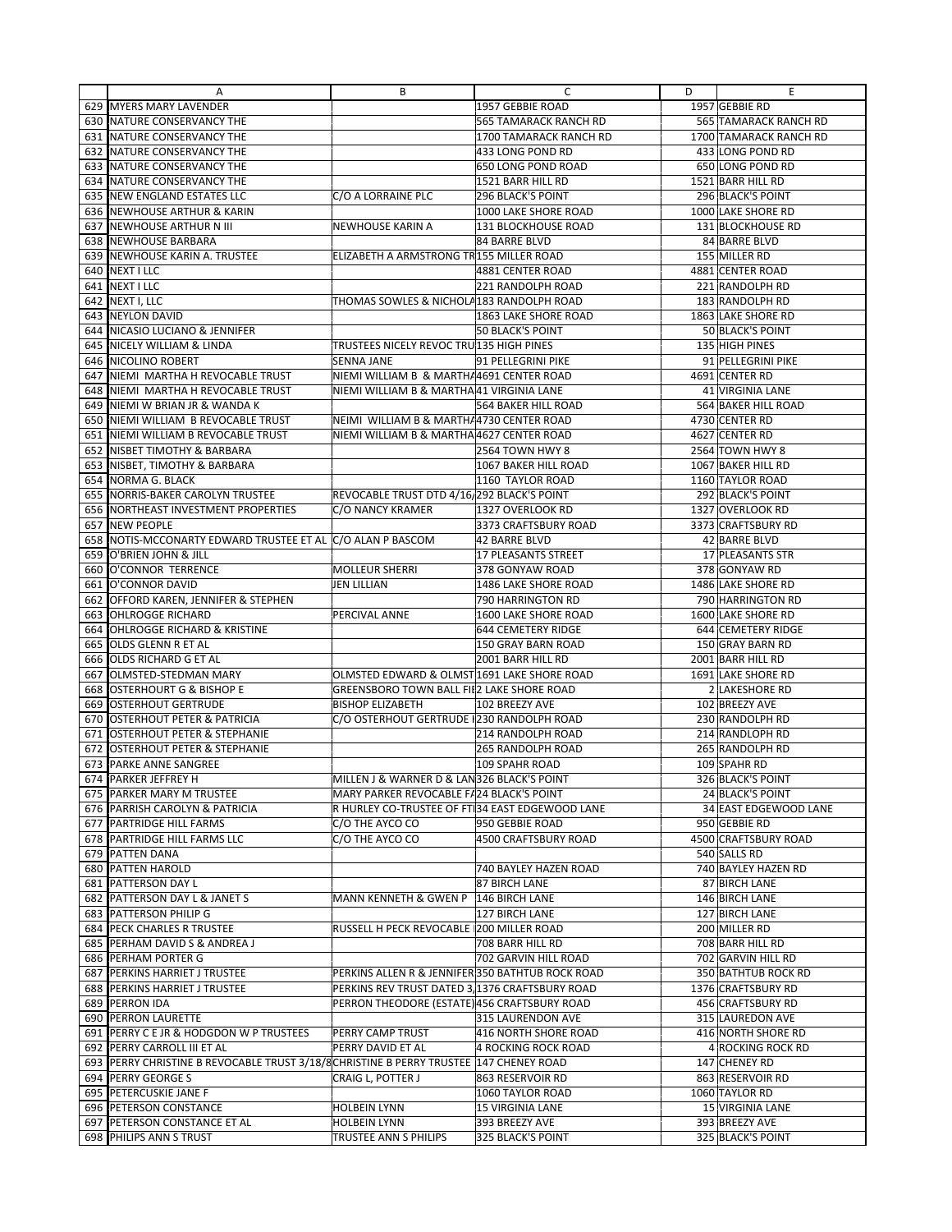| | A | B | C | D | E |
|---|---|---|---|---|---|
| 629 | MYERS MARY LAVENDER | | 1957 GEBBIE ROAD | 1957 | GEBBIE RD |
| 630 | NATURE CONSERVANCY THE | | 565 TAMARACK RANCH RD | 565 | TAMARACK RANCH RD |
| 631 | NATURE CONSERVANCY THE | | 1700 TAMARACK RANCH RD | 1700 | TAMARACK RANCH RD |
| 632 | NATURE CONSERVANCY THE | | 433 LONG POND RD | 433 | LONG POND RD |
| 633 | NATURE CONSERVANCY THE | | 650 LONG POND ROAD | 650 | LONG POND RD |
| 634 | NATURE CONSERVANCY THE | | 1521 BARR HILL RD | 1521 | BARR HILL RD |
| 635 | NEW ENGLAND ESTATES LLC | C/O A LORRAINE PLC | 296 BLACK'S POINT | 296 | BLACK'S POINT |
| 636 | NEWHOUSE ARTHUR & KARIN | | 1000 LAKE SHORE ROAD | 1000 | LAKE SHORE RD |
| 637 | NEWHOUSE ARTHUR N III | NEWHOUSE KARIN A | 131 BLOCKHOUSE ROAD | 131 | BLOCKHOUSE RD |
| 638 | NEWHOUSE BARBARA | | 84 BARRE BLVD | 84 | BARRE BLVD |
| 639 | NEWHOUSE KARIN A. TRUSTEE | ELIZABETH A ARMSTRONG TR | 155 MILLER ROAD | 155 | MILLER RD |
| 640 | NEXT I LLC | | 4881 CENTER ROAD | 4881 | CENTER ROAD |
| 641 | NEXT I LLC | | 221 RANDOLPH ROAD | 221 | RANDOLPH RD |
| 642 | NEXT I, LLC | THOMAS SOWLES & NICHOLA | 183 RANDOLPH ROAD | 183 | RANDOLPH RD |
| 643 | NEYLON DAVID | | 1863 LAKE SHORE ROAD | 1863 | LAKE SHORE RD |
| 644 | NICASIO LUCIANO & JENNIFER | | 50 BLACK'S POINT | 50 | BLACK'S POINT |
| 645 | NICELY WILLIAM & LINDA | TRUSTEES NICELY REVOC TRU | 135 HIGH PINES | 135 | HIGH PINES |
| 646 | NICOLINO ROBERT | SENNA JANE | 91 PELLEGRINI PIKE | 91 | PELLEGRINI PIKE |
| 647 | NIEMI MARTHA H REVOCABLE TRUST | NIEMI WILLIAM B & MARTHA | 4691 CENTER ROAD | 4691 | CENTER RD |
| 648 | NIEMI MARTHA H REVOCABLE TRUST | NIEMI WILLIAM B & MARTHA | 41 VIRGINIA LANE | 41 | VIRGINIA LANE |
| 649 | NIEMI W BRIAN JR & WANDA K | | 564 BAKER HILL ROAD | 564 | BAKER HILL ROAD |
| 650 | NIEMI WILLIAM B REVOCABLE TRUST | NEIMI WILLIAM B & MARTHA | 4730 CENTER ROAD | 4730 | CENTER RD |
| 651 | NIEMI WILLIAM B REVOCABLE TRUST | NIEMI WILLIAM B & MARTHA | 4627 CENTER ROAD | 4627 | CENTER RD |
| 652 | NISBET TIMOTHY & BARBARA | | 2564 TOWN HWY 8 | 2564 | TOWN HWY 8 |
| 653 | NISBET, TIMOTHY & BARBARA | | 1067 BAKER HILL ROAD | 1067 | BAKER HILL RD |
| 654 | NORMA G. BLACK | | 1160 TAYLOR ROAD | 1160 | TAYLOR ROAD |
| 655 | NORRIS-BAKER CAROLYN TRUSTEE | REVOCABLE TRUST DTD 4/16/ | 292 BLACK'S POINT | 292 | BLACK'S POINT |
| 656 | NORTHEAST INVESTMENT PROPERTIES | C/O NANCY KRAMER | 1327 OVERLOOK RD | 1327 | OVERLOOK RD |
| 657 | NEW PEOPLE | | 3373 CRAFTSBURY ROAD | 3373 | CRAFTSBURY RD |
| 658 | NOTIS-MCCONARTY EDWARD TRUSTEE ET AL | C/O ALAN P BASCOM | 42 BARRE BLVD | 42 | BARRE BLVD |
| 659 | O'BRIEN JOHN & JILL | | 17 PLEASANTS STREET | 17 | PLEASANTS STR |
| 660 | O'CONNOR TERRENCE | MOLLEUR SHERRI | 378 GONYAW ROAD | 378 | GONYAW RD |
| 661 | O'CONNOR DAVID | JEN LILLIAN | 1486 LAKE SHORE ROAD | 1486 | LAKE SHORE RD |
| 662 | OFFORD KAREN, JENNIFER & STEPHEN | | 790 HARRINGTON RD | 790 | HARRINGTON RD |
| 663 | OHLROGGE RICHARD | PERCIVAL ANNE | 1600 LAKE SHORE ROAD | 1600 | LAKE SHORE RD |
| 664 | OHLROGGE RICHARD & KRISTINE | | 644 CEMETERY RIDGE | 644 | CEMETERY RIDGE |
| 665 | OLDS GLENN R ET AL | | 150 GRAY BARN ROAD | 150 | GRAY BARN RD |
| 666 | OLDS RICHARD G ET AL | | 2001 BARR HILL RD | 2001 | BARR HILL RD |
| 667 | OLMSTED-STEDMAN MARY | OLMSTED EDWARD & OLMST | 1691 LAKE SHORE ROAD | 1691 | LAKE SHORE RD |
| 668 | OSTERHOURT G & BISHOP E | GREENSBORO TOWN BALL FI | 2 LAKE SHORE ROAD | 2 | LAKESHORE RD |
| 669 | OSTERHOUT GERTRUDE | BISHOP ELIZABETH | 102 BREEZY AVE | 102 | BREEZY AVE |
| 670 | OSTERHOUT PETER & PATRICIA | C/O OSTERHOUT GERTRUDE I | 230 RANDOLPH ROAD | 230 | RANDOLPH RD |
| 671 | OSTERHOUT PETER & STEPHANIE | | 214 RANDOLPH ROAD | 214 | RANDLOPH RD |
| 672 | OSTERHOUT PETER & STEPHANIE | | 265 RANDOLPH ROAD | 265 | RANDOLPH RD |
| 673 | PARKE ANNE SANGREE | | 109 SPAHR ROAD | 109 | SPAHR RD |
| 674 | PARKER JEFFREY H | MILLEN J & WARNER D & LAN | 326 BLACK'S POINT | 326 | BLACK'S POINT |
| 675 | PARKER MARY M TRUSTEE | MARY PARKER REVOCABLE FA | 24 BLACK'S POINT | 24 | BLACK'S POINT |
| 676 | PARRISH CAROLYN & PATRICIA | R HURLEY CO-TRUSTEE OF FT | 34 EAST EDGEWOOD LANE | 34 | EAST EDGEWOOD LANE |
| 677 | PARTRIDGE HILL FARMS | C/O THE AYCO CO | 950 GEBBIE ROAD | 950 | GEBBIE RD |
| 678 | PARTRIDGE HILL FARMS LLC | C/O THE AYCO CO | 4500 CRAFTSBURY ROAD | 4500 | CRAFTSBURY ROAD |
| 679 | PATTEN DANA | | | 540 | SALLS RD |
| 680 | PATTEN HAROLD | | 740 BAYLEY HAZEN ROAD | 740 | BAYLEY HAZEN RD |
| 681 | PATTERSON DAY L | | 87 BIRCH LANE | 87 | BIRCH LANE |
| 682 | PATTERSON DAY L & JANET S | MANN KENNETH & GWEN P | 146 BIRCH LANE | 146 | BIRCH LANE |
| 683 | PATTERSON PHILIP G | | 127 BIRCH LANE | 127 | BIRCH LANE |
| 684 | PECK CHARLES R TRUSTEE | RUSSELL H PECK REVOCABLE | 200 MILLER ROAD | 200 | MILLER RD |
| 685 | PERHAM DAVID S & ANDREA J | | 708 BARR HILL RD | 708 | BARR HILL RD |
| 686 | PERHAM PORTER G | | 702 GARVIN HILL ROAD | 702 | GARVIN HILL RD |
| 687 | PERKINS HARRIET J TRUSTEE | PERKINS ALLEN R & JENNIFER | 350 BATHTUB ROCK ROAD | 350 | BATHTUB ROCK RD |
| 688 | PERKINS HARRIET J TRUSTEE | PERKINS REV TRUST DATED 3, | 1376 CRAFTSBURY ROAD | 1376 | CRAFTSBURY RD |
| 689 | PERRON IDA | PERRON THEODORE (ESTATE) | 456 CRAFTSBURY ROAD | 456 | CRAFTSBURY RD |
| 690 | PERRON LAURETTE | | 315 LAURENDON AVE | 315 | LAUREDON AVE |
| 691 | PERRY C E JR & HODGDON W P TRUSTEES | PERRY CAMP TRUST | 416 NORTH SHORE ROAD | 416 | NORTH SHORE RD |
| 692 | PERRY CARROLL III ET AL | PERRY DAVID ET AL | 4 ROCKING ROCK ROAD | 4 | ROCKING ROCK RD |
| 693 | PERRY CHRISTINE B REVOCABLE TRUST 3/18/8 | CHRISTINE B PERRY TRUSTEE | 147 CHENEY ROAD | 147 | CHENEY RD |
| 694 | PERRY GEORGE S | CRAIG L, POTTER J | 863 RESERVOIR RD | 863 | RESERVOIR RD |
| 695 | PETERCUSKIE JANE F | | 1060 TAYLOR ROAD | 1060 | TAYLOR RD |
| 696 | PETERSON CONSTANCE | HOLBEIN LYNN | 15 VIRGINIA LANE | 15 | VIRGINIA LANE |
| 697 | PETERSON CONSTANCE ET AL | HOLBEIN LYNN | 393 BREEZY AVE | 393 | BREEZY AVE |
| 698 | PHILIPS ANN S TRUST | TRUSTEE ANN S PHILIPS | 325 BLACK'S POINT | 325 | BLACK'S POINT |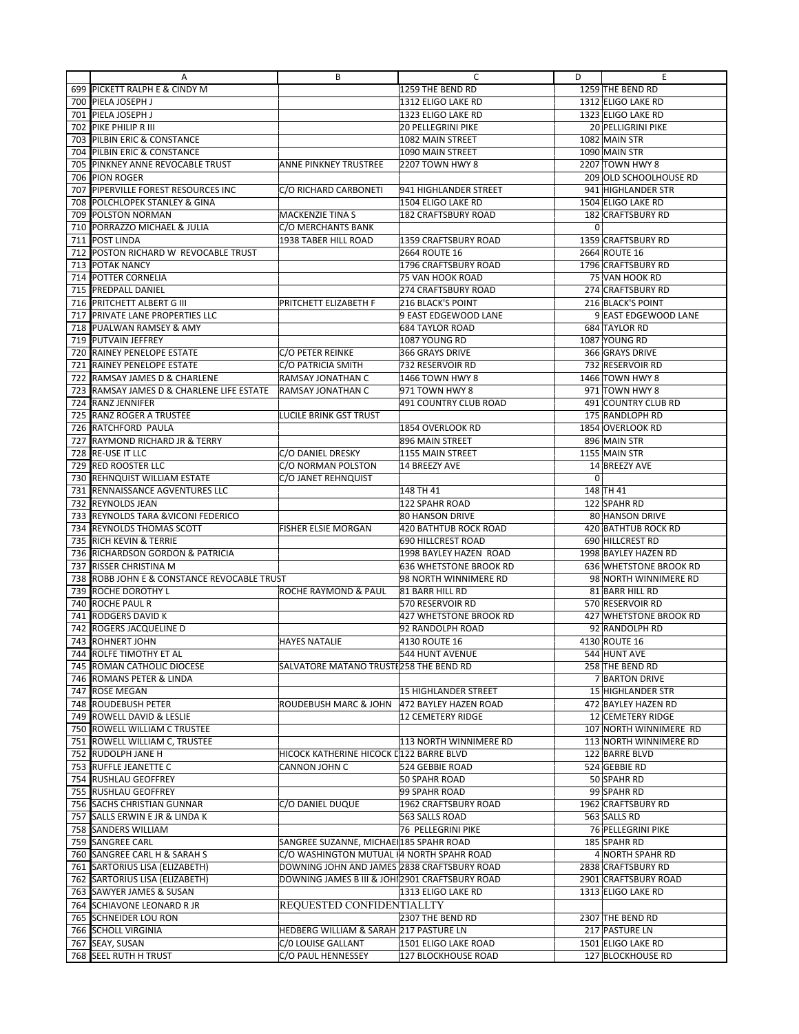| | A | B | C | D | E |
|---|---|---|---|---|---|
| 699 | PICKETT RALPH E & CINDY M | | 1259 THE BEND RD | 1259 | THE BEND RD |
| 700 | PIELA JOSEPH J | | 1312 ELIGO LAKE RD | 1312 | ELIGO LAKE RD |
| 701 | PIELA JOSEPH J | | 1323 ELIGO LAKE RD | 1323 | ELIGO LAKE RD |
| 702 | PIKE PHILIP R III | | 20 PELLEGRINI PIKE | 20 | PELLIGRINI PIKE |
| 703 | PILBIN ERIC & CONSTANCE | | 1082 MAIN STREET | 1082 | MAIN STR |
| 704 | PILBIN ERIC & CONSTANCE | | 1090 MAIN STREET | 1090 | MAIN STR |
| 705 | PINKNEY ANNE REVOCABLE TRUST | ANNE PINKNEY TRUSTREE | 2207 TOWN HWY 8 | 2207 | TOWN HWY 8 |
| 706 | PION ROGER | | | 209 | OLD SCHOOLHOUSE RD |
| 707 | PIPERVILLE FOREST RESOURCES INC | C/O RICHARD CARBONETI | 941 HIGHLANDER STREET | 941 | HIGHLANDER STR |
| 708 | POLCHLOPEK STANLEY & GINA | | 1504 ELIGO LAKE RD | 1504 | ELIGO LAKE RD |
| 709 | POLSTON NORMAN | MACKENZIE TINA S | 182 CRAFTSBURY ROAD | 182 | CRAFTSBURY RD |
| 710 | PORRAZZO MICHAEL & JULIA | C/O MERCHANTS BANK | | 0 | |
| 711 | POST LINDA | 1938 TABER HILL ROAD | 1359 CRAFTSBURY ROAD | 1359 | CRAFTSBURY RD |
| 712 | POSTON RICHARD W REVOCABLE TRUST | | 2664 ROUTE 16 | 2664 | ROUTE 16 |
| 713 | POTAK NANCY | | 1796 CRAFTSBURY ROAD | 1796 | CRAFTSBURY RD |
| 714 | POTTER CORNELIA | | 75 VAN HOOK RD | 75 | VAN HOOK RD |
| 715 | PREDPALL DANIEL | | 274 CRAFTSBURY ROAD | 274 | CRAFTSBURY RD |
| 716 | PRITCHETT ALBERT G III | PRITCHETT ELIZABETH F | 216 BLACK'S POINT | 216 | BLACK'S POINT |
| 717 | PRIVATE LANE PROPERTIES LLC | | 9 EAST EDGEWOOD LANE | 9 | EAST EDGEWOOD LANE |
| 718 | PUALWAN RAMSEY & AMY | | 684 TAYLOR ROAD | 684 | TAYLOR RD |
| 719 | PUTVAIN JEFFREY | | 1087 YOUNG RD | 1087 | YOUNG RD |
| 720 | RAINEY PENELOPE ESTATE | C/O PETER REINKE | 366 GRAYS DRIVE | 366 | GRAYS DRIVE |
| 721 | RAINEY PENELOPE ESTATE | C/O PATRICIA SMITH | 732 RESERVOIR RD | 732 | RESERVOIR RD |
| 722 | RAMSAY JAMES D & CHARLENE | RAMSAY JONATHAN C | 1466 TOWN HWY 8 | 1466 | TOWN HWY 8 |
| 723 | RAMSAY JAMES D & CHARLENE LIFE ESTATE | RAMSAY JONATHAN C | 971 TOWN HWY 8 | 971 | TOWN HWY 8 |
| 724 | RANZ JENNIFER | | 491 COUNTRY CLUB ROAD | 491 | COUNTRY CLUB RD |
| 725 | RANZ ROGER A TRUSTEE | LUCILE BRINK GST TRUST | | 175 | RANDLOPH RD |
| 726 | RATCHFORD PAULA | | 1854 OVERLOOK RD | 1854 | OVERLOOK RD |
| 727 | RAYMOND RICHARD JR & TERRY | | 896 MAIN STREET | 896 | MAIN STR |
| 728 | RE-USE IT LLC | C/O DANIEL DRESKY | 1155 MAIN STREET | 1155 | MAIN STR |
| 729 | RED ROOSTER LLC | C/O NORMAN POLSTON | 14 BREEZY AVE | 14 | BREEZY AVE |
| 730 | REHNQUIST WILLIAM ESTATE | C/O JANET REHNQUIST | | 0 | |
| 731 | RENNAISSANCE AGVENTURES LLC | | 148 TH 41 | 148 | TH 41 |
| 732 | REYNOLDS JEAN | | 122 SPAHR ROAD | 122 | SPAHR RD |
| 733 | REYNOLDS TARA &VICONI FEDERICO | | 80 HANSON DRIVE | 80 | HANSON DRIVE |
| 734 | REYNOLDS THOMAS SCOTT | FISHER ELSIE MORGAN | 420 BATHTUB ROCK ROAD | 420 | BATHTUB ROCK RD |
| 735 | RICH KEVIN & TERRIE | | 690 HILLCREST ROAD | 690 | HILLCREST RD |
| 736 | RICHARDSON GORDON & PATRICIA | | 1998 BAYLEY HAZEN ROAD | 1998 | BAYLEY HAZEN RD |
| 737 | RISSER CHRISTINA M | | 636 WHETSTONE BROOK RD | 636 | WHETSTONE BROOK RD |
| 738 | ROBB JOHN E & CONSTANCE REVOCABLE TRUST | | 98 NORTH WINNIMERE RD | 98 | NORTH WINNIMERE RD |
| 739 | ROCHE DOROTHY L | ROCHE RAYMOND & PAUL | 81 BARR HILL RD | 81 | BARR HILL RD |
| 740 | ROCHE PAUL R | | 570 RESERVOIR RD | 570 | RESERVOIR RD |
| 741 | RODGERS DAVID K | | 427 WHETSTONE BROOK RD | 427 | WHETSTONE BROOK RD |
| 742 | ROGERS JACQUELINE D | | 92 RANDOLPH ROAD | 92 | RANDOLPH RD |
| 743 | ROHNERT JOHN | HAYES NATALIE | 4130 ROUTE 16 | 4130 | ROUTE 16 |
| 744 | ROLFE TIMOTHY ET AL | | 544 HUNT AVENUE | 544 | HUNT AVE |
| 745 | ROMAN CATHOLIC DIOCESE | SALVATORE MATANO TRUSTE | 258 THE BEND RD | 258 | THE BEND RD |
| 746 | ROMANS PETER & LINDA | | | 7 | BARTON DRIVE |
| 747 | ROSE MEGAN | | 15 HIGHLANDER STREET | 15 | HIGHLANDER STR |
| 748 | ROUDEBUSH PETER | ROUDEBUSH MARC & JOHN | 472 BAYLEY HAZEN ROAD | 472 | BAYLEY HAZEN RD |
| 749 | ROWELL DAVID & LESLIE | | 12 CEMETERY RIDGE | 12 | CEMETERY RIDGE |
| 750 | ROWELL WILLIAM C TRUSTEE | | | 107 | NORTH WINNIMERE RD |
| 751 | ROWELL WILLIAM C, TRUSTEE | | 113 NORTH WINNIMERE RD | 113 | NORTH WINNIMERE RD |
| 752 | RUDOLPH JANE H | HICOCK KATHERINE HICOCK D | 122 BARRE BLVD | 122 | BARRE BLVD |
| 753 | RUFFLE JEANETTE C | CANNON JOHN C | 524 GEBBIE ROAD | 524 | GEBBIE RD |
| 754 | RUSHLAU GEOFFREY | | 50 SPAHR ROAD | 50 | SPAHR RD |
| 755 | RUSHLAU GEOFFREY | | 99 SPAHR ROAD | 99 | SPAHR RD |
| 756 | SACHS CHRISTIAN GUNNAR | C/O DANIEL DUQUE | 1962 CRAFTSBURY ROAD | 1962 | CRAFTSBURY RD |
| 757 | SALLS ERWIN E JR & LINDA K | | 563 SALLS ROAD | 563 | SALLS RD |
| 758 | SANDERS WILLIAM | | 76 PELLEGRINI PIKE | 76 | PELLEGRINI PIKE |
| 759 | SANGREE CARL | SANGREE SUZANNE, MICHAEI | 185 SPAHR ROAD | 185 | SPAHR RD |
| 760 | SANGREE CARL H & SARAH S | C/O WASHINGTON MUTUAL I | 4 NORTH SPAHR ROAD | 4 | NORTH SPAHR RD |
| 761 | SARTORIUS LISA (ELIZABETH) | DOWNING JOHN AND JAMES | 2838 CRAFTSBURY ROAD | 2838 | CRAFTSBURY RD |
| 762 | SARTORIUS LISA (ELIZABETH) | DOWNING JAMES B III & JOHI | 2901 CRAFTSBURY ROAD | 2901 | CRAFTSBURY ROAD |
| 763 | SAWYER JAMES & SUSAN | | 1313 ELIGO LAKE RD | 1313 | ELIGO LAKE RD |
| 764 | SCHIAVONE LEONARD R JR | REQUESTED CONFIDENTIALLTY | | | |
| 765 | SCHNEIDER LOU RON | | 2307 THE BEND RD | 2307 | THE BEND RD |
| 766 | SCHOLL VIRGINIA | HEDBERG WILLIAM & SARAH | 217 PASTURE LN | 217 | PASTURE LN |
| 767 | SEAY, SUSAN | C/0 LOUISE GALLANT | 1501 ELIGO LAKE ROAD | 1501 | ELIGO LAKE RD |
| 768 | SEEL RUTH H TRUST | C/O PAUL HENNESSEY | 127 BLOCKHOUSE ROAD | 127 | BLOCKHOUSE RD |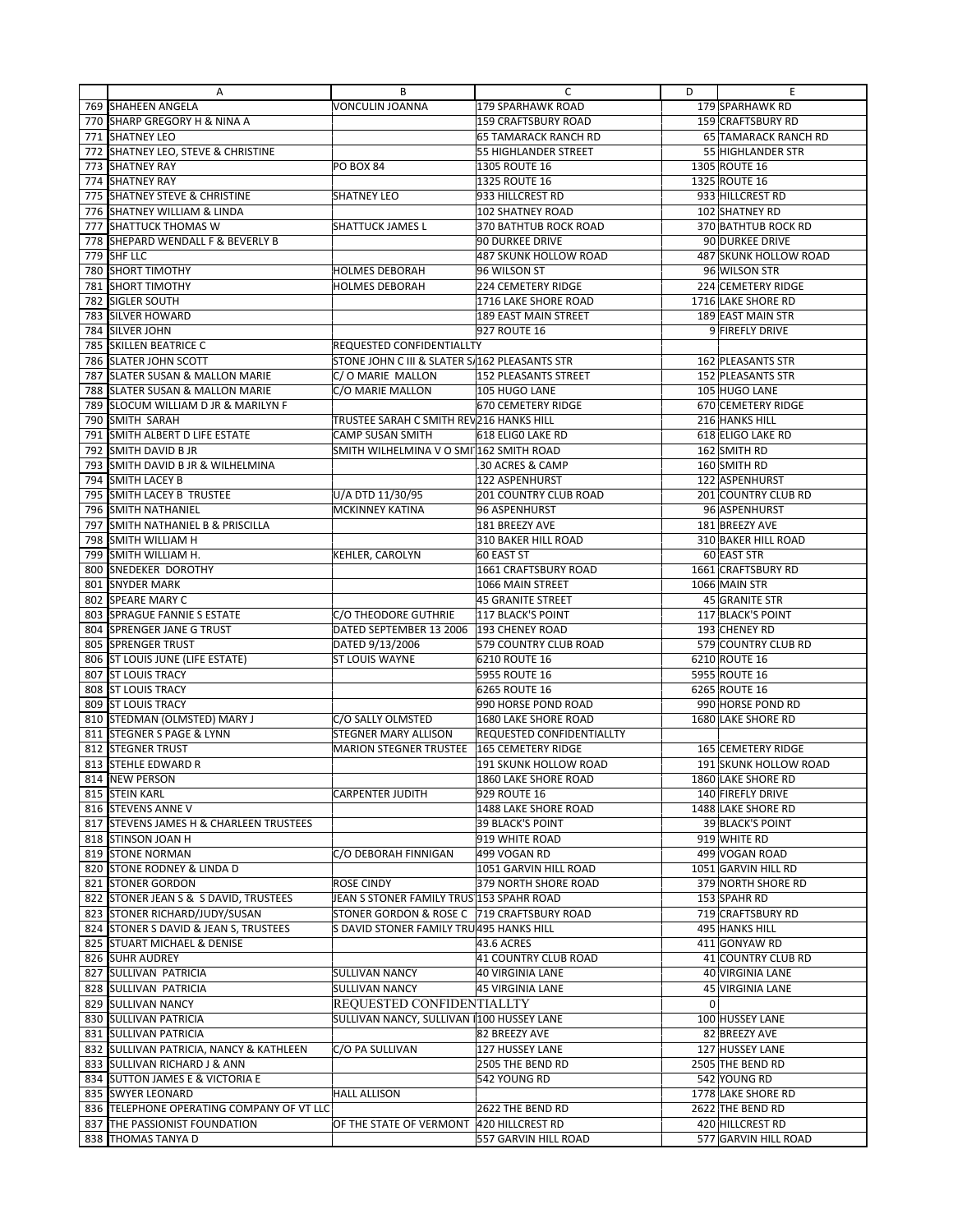| | A | B | C | D | E |
|---|---|---|---|---|---|
| 769 | SHAHEEN ANGELA | VONCULIN JOANNA | 179 SPARHAWK ROAD | 179 | SPARHAWK RD |
| 770 | SHARP GREGORY H & NINA A | | 159 CRAFTSBURY ROAD | 159 | CRAFTSBURY RD |
| 771 | SHATNEY LEO | | 65 TAMARACK RANCH RD | 65 | TAMARACK RANCH RD |
| 772 | SHATNEY LEO, STEVE & CHRISTINE | | 55 HIGHLANDER STREET | 55 | HIGHLANDER STR |
| 773 | SHATNEY RAY | PO BOX 84 | 1305 ROUTE 16 | 1305 | ROUTE 16 |
| 774 | SHATNEY RAY | | 1325 ROUTE 16 | 1325 | ROUTE 16 |
| 775 | SHATNEY STEVE & CHRISTINE | SHATNEY LEO | 933 HILLCREST RD | 933 | HILLCREST RD |
| 776 | SHATNEY WILLIAM & LINDA | | 102 SHATNEY ROAD | 102 | SHATNEY RD |
| 777 | SHATTUCK THOMAS W | SHATTUCK JAMES L | 370 BATHTUB ROCK ROAD | 370 | BATHTUB ROCK RD |
| 778 | SHEPARD WENDALL F & BEVERLY B | | 90 DURKEE DRIVE | 90 | DURKEE DRIVE |
| 779 | SHF LLC | | 487 SKUNK HOLLOW ROAD | 487 | SKUNK HOLLOW ROAD |
| 780 | SHORT TIMOTHY | HOLMES DEBORAH | 96 WILSON ST | 96 | WILSON STR |
| 781 | SHORT TIMOTHY | HOLMES DEBORAH | 224 CEMETERY RIDGE | 224 | CEMETERY RIDGE |
| 782 | SIGLER SOUTH | | 1716 LAKE SHORE ROAD | 1716 | LAKE SHORE RD |
| 783 | SILVER HOWARD | | 189 EAST MAIN STREET | 189 | EAST MAIN STR |
| 784 | SILVER JOHN | | 927 ROUTE 16 | 9 | FIREFLY DRIVE |
| 785 | SKILLEN BEATRICE C | REQUESTED CONFIDENTIALLTY | | | |
| 786 | SLATER JOHN SCOTT | STONE JOHN C III & SLATER S/ | 162 PLEASANTS STR | 162 | PLEASANTS STR |
| 787 | SLATER SUSAN & MALLON MARIE | C/ O MARIE MALLON | 152 PLEASANTS STREET | 152 | PLEASANTS STR |
| 788 | SLATER SUSAN & MALLON MARIE | C/O MARIE MALLON | 105 HUGO LANE | 105 | HUGO LANE |
| 789 | SLOCUM WILLIAM D JR & MARILYN F | | 670 CEMETERY RIDGE | 670 | CEMETERY RIDGE |
| 790 | SMITH SARAH | TRUSTEE SARAH C SMITH REV | 216 HANKS HILL | 216 | HANKS HILL |
| 791 | SMITH ALBERT D LIFE ESTATE | CAMP SUSAN SMITH | 618 ELIG0 LAKE RD | 618 | ELIGO LAKE RD |
| 792 | SMITH DAVID B JR | SMITH WILHELMINA V O SMI | 162 SMITH ROAD | 162 | SMITH RD |
| 793 | SMITH DAVID B JR & WILHELMINA | | .30 ACRES & CAMP | 160 | SMITH RD |
| 794 | SMITH LACEY B | | 122 ASPENHURST | 122 | ASPENHURST |
| 795 | SMITH LACEY B TRUSTEE | U/A DTD 11/30/95 | 201 COUNTRY CLUB ROAD | 201 | COUNTRY CLUB RD |
| 796 | SMITH NATHANIEL | MCKINNEY KATINA | 96 ASPENHURST | 96 | ASPENHURST |
| 797 | SMITH NATHANIEL B & PRISCILLA | | 181 BREEZY AVE | 181 | BREEZY AVE |
| 798 | SMITH WILLIAM H | | 310 BAKER HILL ROAD | 310 | BAKER HILL ROAD |
| 799 | SMITH WILLIAM H. | KEHLER, CAROLYN | 60 EAST ST | 60 | EAST STR |
| 800 | SNEDEKER DOROTHY | | 1661 CRAFTSBURY ROAD | 1661 | CRAFTSBURY RD |
| 801 | SNYDER MARK | | 1066 MAIN STREET | 1066 | MAIN STR |
| 802 | SPEARE MARY C | | 45 GRANITE STREET | 45 | GRANITE STR |
| 803 | SPRAGUE FANNIE S ESTATE | C/O THEODORE GUTHRIE | 117 BLACK'S POINT | 117 | BLACK'S POINT |
| 804 | SPRENGER JANE G TRUST | DATED SEPTEMBER 13 2006 | 193 CHENEY ROAD | 193 | CHENEY RD |
| 805 | SPRENGER TRUST | DATED 9/13/2006 | 579 COUNTRY CLUB ROAD | 579 | COUNTRY CLUB RD |
| 806 | ST LOUIS JUNE (LIFE ESTATE) | ST LOUIS WAYNE | 6210 ROUTE 16 | 6210 | ROUTE 16 |
| 807 | ST LOUIS TRACY | | 5955 ROUTE 16 | 5955 | ROUTE 16 |
| 808 | ST LOUIS TRACY | | 6265 ROUTE 16 | 6265 | ROUTE 16 |
| 809 | ST LOUIS TRACY | | 990 HORSE POND ROAD | 990 | HORSE POND RD |
| 810 | STEDMAN (OLMSTED) MARY J | C/O SALLY OLMSTED | 1680 LAKE SHORE ROAD | 1680 | LAKE SHORE RD |
| 811 | STEGNER S PAGE & LYNN | STEGNER MARY ALLISON | REQUESTED CONFIDENTIALLTY | | |
| 812 | STEGNER TRUST | MARION STEGNER TRUSTEE | 165 CEMETERY RIDGE | 165 | CEMETERY RIDGE |
| 813 | STEHLE EDWARD R | | 191 SKUNK HOLLOW ROAD | 191 | SKUNK HOLLOW ROAD |
| 814 | NEW PERSON | | 1860 LAKE SHORE ROAD | 1860 | LAKE SHORE RD |
| 815 | STEIN KARL | CARPENTER JUDITH | 929 ROUTE 16 | 140 | FIREFLY DRIVE |
| 816 | STEVENS ANNE V | | 1488 LAKE SHORE ROAD | 1488 | LAKE SHORE RD |
| 817 | STEVENS JAMES H & CHARLEEN TRUSTEES | | 39 BLACK'S POINT | 39 | BLACK'S POINT |
| 818 | STINSON JOAN H | | 919 WHITE ROAD | 919 | WHITE RD |
| 819 | STONE NORMAN | C/O DEBORAH FINNIGAN | 499 VOGAN RD | 499 | VOGAN ROAD |
| 820 | STONE RODNEY & LINDA D | | 1051 GARVIN HILL ROAD | 1051 | GARVIN HILL RD |
| 821 | STONER GORDON | ROSE CINDY | 379 NORTH SHORE ROAD | 379 | NORTH SHORE RD |
| 822 | STONER JEAN S & S DAVID, TRUSTEES | JEAN S STONER FAMILY TRUS | 153 SPAHR ROAD | 153 | SPAHR RD |
| 823 | STONER RICHARD/JUDY/SUSAN | STONER GORDON & ROSE C | 719 CRAFTSBURY ROAD | 719 | CRAFTSBURY RD |
| 824 | STONER S DAVID & JEAN S, TRUSTEES | S DAVID STONER FAMILY TRU | 495 HANKS HILL | 495 | HANKS HILL |
| 825 | STUART MICHAEL & DENISE | | 43.6 ACRES | 411 | GONYAW RD |
| 826 | SUHR AUDREY | | 41 COUNTRY CLUB ROAD | 41 | COUNTRY CLUB RD |
| 827 | SULLIVAN PATRICIA | SULLIVAN NANCY | 40 VIRGINIA LANE | 40 | VIRGINIA LANE |
| 828 | SULLIVAN PATRICIA | SULLIVAN NANCY | 45 VIRGINIA LANE | 45 | VIRGINIA LANE |
| 829 | SULLIVAN NANCY | REQUESTED CONFIDENTIALLTY | | 0 | |
| 830 | SULLIVAN PATRICIA | SULLIVAN NANCY, SULLIVAN I | 100 HUSSEY LANE | 100 | HUSSEY LANE |
| 831 | SULLIVAN PATRICIA | | 82 BREEZY AVE | 82 | BREEZY AVE |
| 832 | SULLIVAN PATRICIA, NANCY & KATHLEEN | C/O PA SULLIVAN | 127 HUSSEY LANE | 127 | HUSSEY LANE |
| 833 | SULLIVAN RICHARD J & ANN | | 2505 THE BEND RD | 2505 | THE BEND RD |
| 834 | SUTTON JAMES E & VICTORIA E | | 542 YOUNG RD | 542 | YOUNG RD |
| 835 | SWYER LEONARD | HALL ALLISON | | 1778 | LAKE SHORE RD |
| 836 | TELEPHONE OPERATING COMPANY OF VT LLC | | 2622 THE BEND RD | 2622 | THE BEND RD |
| 837 | THE PASSIONIST FOUNDATION | OF THE STATE OF VERMONT | 420 HILLCREST RD | 420 | HILLCREST RD |
| 838 | THOMAS TANYA D | | 557 GARVIN HILL ROAD | 577 | GARVIN HILL ROAD |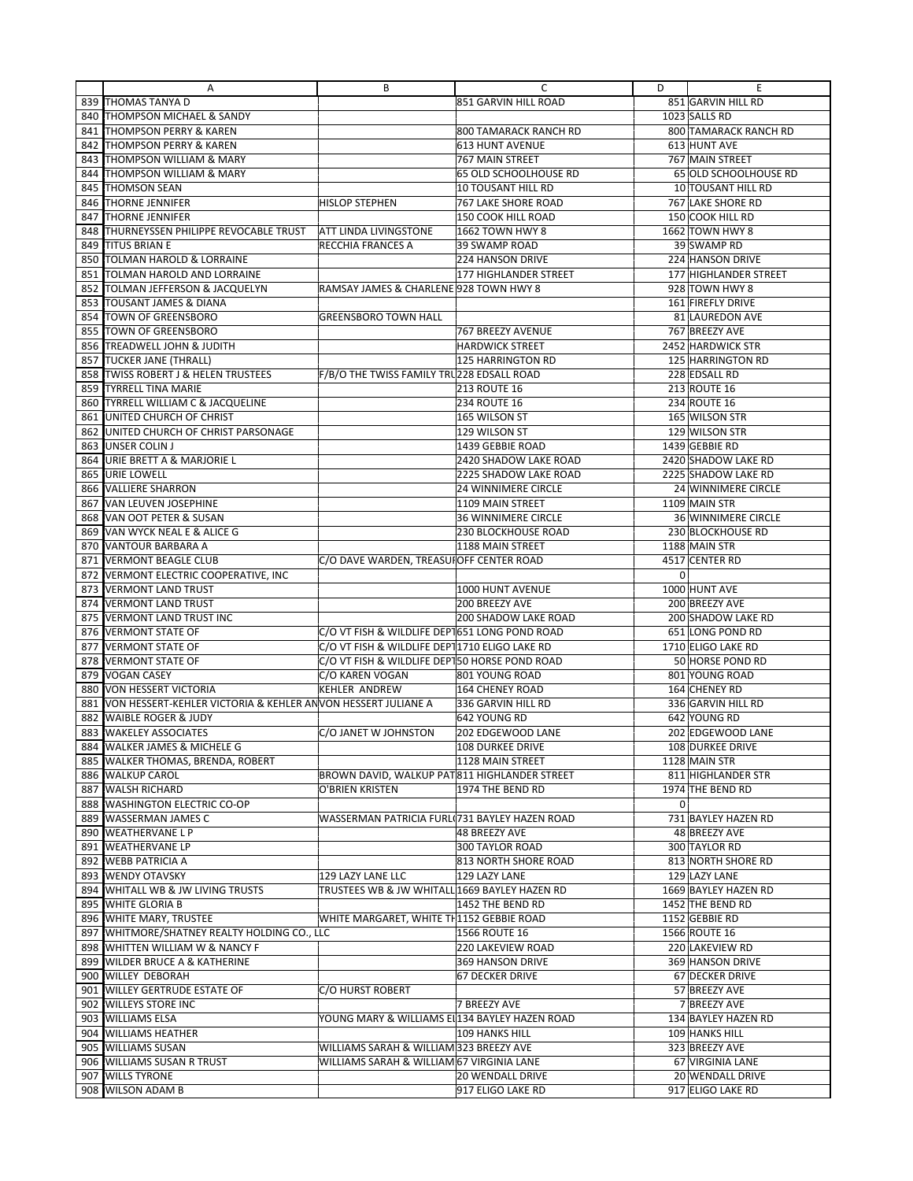| | A | B | C | D | E |
|---|---|---|---|---|---|
| 839 | THOMAS TANYA D | | 851 GARVIN HILL ROAD | 851 | GARVIN HILL RD |
| 840 | THOMPSON MICHAEL & SANDY | | | 1023 | SALLS RD |
| 841 | THOMPSON PERRY & KAREN | | 800 TAMARACK RANCH RD | 800 | TAMARACK RANCH RD |
| 842 | THOMPSON PERRY & KAREN | | 613 HUNT AVENUE | 613 | HUNT AVE |
| 843 | THOMPSON WILLIAM & MARY | | 767 MAIN STREET | 767 | MAIN STREET |
| 844 | THOMPSON WILLIAM & MARY | | 65 OLD SCHOOLHOUSE RD | 65 | OLD SCHOOLHOUSE RD |
| 845 | THOMSON SEAN | | 10 TOUSANT HILL RD | 10 | TOUSANT HILL RD |
| 846 | THORNE JENNIFER | HISLOP STEPHEN | 767 LAKE SHORE ROAD | 767 | LAKE SHORE RD |
| 847 | THORNE JENNIFER | | 150 COOK HILL ROAD | 150 | COOK HILL RD |
| 848 | THURNEYSSEN PHILIPPE REVOCABLE TRUST | ATT LINDA LIVINGSTONE | 1662 TOWN HWY 8 | 1662 | TOWN HWY 8 |
| 849 | TITUS BRIAN E | RECCHIA FRANCES A | 39 SWAMP ROAD | 39 | SWAMP RD |
| 850 | TOLMAN HAROLD & LORRAINE | | 224 HANSON DRIVE | 224 | HANSON DRIVE |
| 851 | TOLMAN HAROLD AND LORRAINE | | 177 HIGHLANDER STREET | 177 | HIGHLANDER STREET |
| 852 | TOLMAN JEFFERSON & JACQUELYN | RAMSAY JAMES & CHARLENE | 928 TOWN HWY 8 | 928 | TOWN HWY 8 |
| 853 | TOUSANT JAMES & DIANA | | | 161 | FIREFLY DRIVE |
| 854 | TOWN OF GREENSBORO | GREENSBORO TOWN HALL | | 81 | LAUREDON AVE |
| 855 | TOWN OF GREENSBORO | | 767 BREEZY AVENUE | 767 | BREEZY AVE |
| 856 | TREADWELL JOHN & JUDITH | | HARDWICK STREET | 2452 | HARDWICK STR |
| 857 | TUCKER JANE (THRALL) | | 125 HARRINGTON RD | 125 | HARRINGTON RD |
| 858 | TWISS ROBERT J & HELEN TRUSTEES | F/B/O THE TWISS FAMILY TRU | 228 EDSALL ROAD | 228 | EDSALL RD |
| 859 | TYRRELL TINA MARIE | | 213 ROUTE 16 | 213 | ROUTE 16 |
| 860 | TYRRELL WILLIAM C & JACQUELINE | | 234 ROUTE 16 | 234 | ROUTE 16 |
| 861 | UNITED CHURCH OF CHRIST | | 165 WILSON ST | 165 | WILSON STR |
| 862 | UNITED CHURCH OF CHRIST PARSONAGE | | 129 WILSON ST | 129 | WILSON STR |
| 863 | UNSER COLIN J | | 1439 GEBBIE ROAD | 1439 | GEBBIE RD |
| 864 | URIE BRETT A & MARJORIE L | | 2420 SHADOW LAKE ROAD | 2420 | SHADOW LAKE RD |
| 865 | URIE LOWELL | | 2225 SHADOW LAKE ROAD | 2225 | SHADOW LAKE RD |
| 866 | VALLIERE SHARRON | | 24 WINNIMERE CIRCLE | 24 | WINNIMERE CIRCLE |
| 867 | VAN LEUVEN JOSEPHINE | | 1109 MAIN STREET | 1109 | MAIN STR |
| 868 | VAN OOT PETER & SUSAN | | 36 WINNIMERE CIRCLE | 36 | WINNIMERE CIRCLE |
| 869 | VAN WYCK NEAL E & ALICE G | | 230 BLOCKHOUSE ROAD | 230 | BLOCKHOUSE RD |
| 870 | VANTOUR BARBARA A | | 1188 MAIN STREET | 1188 | MAIN STR |
| 871 | VERMONT BEAGLE CLUB | C/O DAVE WARDEN, TREASUR | OFF CENTER ROAD | 4517 | CENTER RD |
| 872 | VERMONT ELECTRIC COOPERATIVE, INC | | | 0 | |
| 873 | VERMONT LAND TRUST | | 1000 HUNT AVENUE | 1000 | HUNT AVE |
| 874 | VERMONT LAND TRUST | | 200 BREEZY AVE | 200 | BREEZY AVE |
| 875 | VERMONT LAND TRUST INC | | 200 SHADOW LAKE ROAD | 200 | SHADOW LAKE RD |
| 876 | VERMONT STATE OF | C/O VT FISH & WILDLIFE DEPT | 651 LONG POND ROAD | 651 | LONG POND RD |
| 877 | VERMONT STATE OF | C/O VT FISH & WILDLIFE DEPT | 1710 ELIGO LAKE RD | 1710 | ELIGO LAKE RD |
| 878 | VERMONT STATE OF | C/O VT FISH & WILDLIFE DEPT | 50 HORSE POND ROAD | 50 | HORSE POND RD |
| 879 | VOGAN CASEY | C/O KAREN VOGAN | 801 YOUNG ROAD | 801 | YOUNG ROAD |
| 880 | VON HESSERT VICTORIA | KEHLER ANDREW | 164 CHENEY ROAD | 164 | CHENEY RD |
| 881 | VON HESSERT-KEHLER VICTORIA & KEHLER AN | VON HESSERT JULIANE A | 336 GARVIN HILL RD | 336 | GARVIN HILL RD |
| 882 | WAIBLE ROGER & JUDY | | 642 YOUNG RD | 642 | YOUNG RD |
| 883 | WAKELEY ASSOCIATES | C/O JANET W JOHNSTON | 202 EDGEWOOD LANE | 202 | EDGEWOOD LANE |
| 884 | WALKER JAMES & MICHELE G | | 108 DURKEE DRIVE | 108 | DURKEE DRIVE |
| 885 | WALKER THOMAS, BRENDA, ROBERT | | 1128 MAIN STREET | 1128 | MAIN STR |
| 886 | WALKUP CAROL | BROWN DAVID, WALKUP PAT | 811 HIGHLANDER STREET | 811 | HIGHLANDER STR |
| 887 | WALSH RICHARD | O'BRIEN KRISTEN | 1974 THE BEND RD | 1974 | THE BEND RD |
| 888 | WASHINGTON ELECTRIC CO-OP | | | 0 | |
| 889 | WASSERMAN JAMES C | WASSERMAN PATRICIA FURL( | 731 BAYLEY HAZEN ROAD | 731 | BAYLEY HAZEN RD |
| 890 | WEATHERVANE L P | | 48 BREEZY AVE | 48 | BREEZY AVE |
| 891 | WEATHERVANE LP | | 300 TAYLOR ROAD | 300 | TAYLOR RD |
| 892 | WEBB PATRICIA A | | 813 NORTH SHORE ROAD | 813 | NORTH SHORE RD |
| 893 | WENDY OTAVSKY | 129 LAZY LANE LLC | 129 LAZY LANE | 129 | LAZY LANE |
| 894 | WHITALL WB & JW LIVING TRUSTS | TRUSTEES WB & JW WHITALL | 1669 BAYLEY HAZEN RD | 1669 | BAYLEY HAZEN RD |
| 895 | WHITE GLORIA B | | 1452 THE BEND RD | 1452 | THE BEND RD |
| 896 | WHITE MARY, TRUSTEE | WHITE MARGARET, WHITE TH | 1152 GEBBIE ROAD | 1152 | GEBBIE RD |
| 897 | WHITMORE/SHATNEY REALTY HOLDING CO., LLC | | 1566 ROUTE 16 | 1566 | ROUTE 16 |
| 898 | WHITTEN WILLIAM W & NANCY F | | 220 LAKEVIEW ROAD | 220 | LAKEVIEW RD |
| 899 | WILDER BRUCE A & KATHERINE | | 369 HANSON DRIVE | 369 | HANSON DRIVE |
| 900 | WILLEY DEBORAH | | 67 DECKER DRIVE | 67 | DECKER DRIVE |
| 901 | WILLEY GERTRUDE ESTATE OF | C/O HURST ROBERT | | 57 | BREEZY AVE |
| 902 | WILLEYS STORE INC | | 7 BREEZY AVE | 7 | BREEZY AVE |
| 903 | WILLIAMS ELSA | YOUNG MARY & WILLIAMS EI | 134 BAYLEY HAZEN ROAD | 134 | BAYLEY HAZEN RD |
| 904 | WILLIAMS HEATHER | | 109 HANKS HILL | 109 | HANKS HILL |
| 905 | WILLIAMS SUSAN | WILLIAMS SARAH & WILLIAM | 323 BREEZY AVE | 323 | BREEZY AVE |
| 906 | WILLIAMS SUSAN R TRUST | WILLIAMS SARAH & WILLIAM | 67 VIRGINIA LANE | 67 | VIRGINIA LANE |
| 907 | WILLS TYRONE | | 20 WENDALL DRIVE | 20 | WENDALL DRIVE |
| 908 | WILSON ADAM B | | 917 ELIGO LAKE RD | 917 | ELIGO LAKE RD |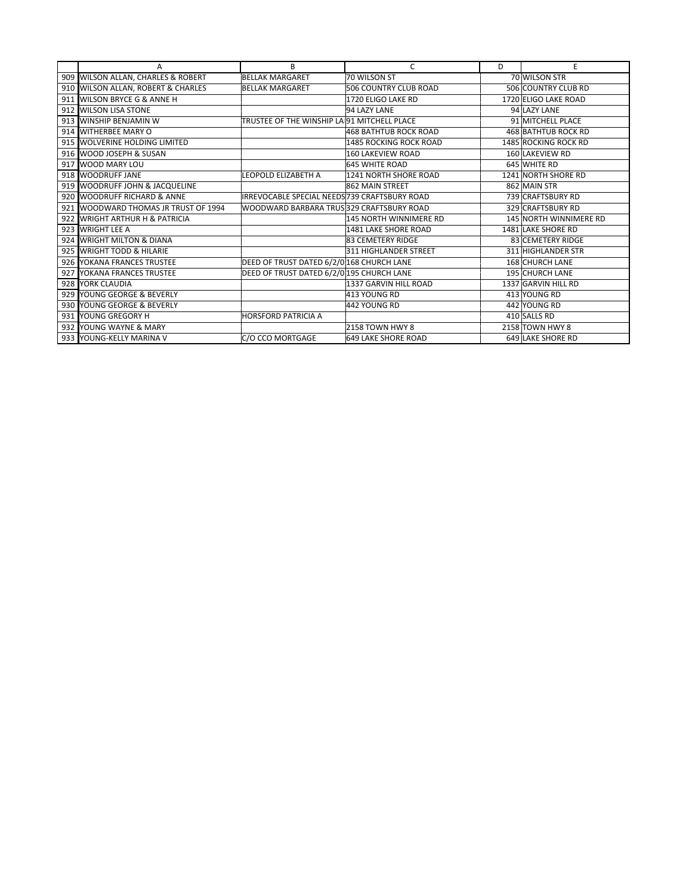| | A | B | C | D | E |
|---|---|---|---|---|---|
| 909 | WILSON ALLAN, CHARLES & ROBERT | BELLAK MARGARET | 70 WILSON ST | 70 | WILSON STR |
| 910 | WILSON ALLAN, ROBERT & CHARLES | BELLAK MARGARET | 506 COUNTRY CLUB ROAD | 506 | COUNTRY CLUB RD |
| 911 | WILSON BRYCE G & ANNE H | | 1720 ELIGO LAKE RD | 1720 | ELIGO LAKE ROAD |
| 912 | WILSON LISA STONE | | 94 LAZY LANE | 94 | LAZY LANE |
| 913 | WINSHIP BENJAMIN W | TRUSTEE OF THE WINSHIP LA | 91 MITCHELL PLACE | 91 | MITCHELL PLACE |
| 914 | WITHERBEE MARY O | | 468 BATHTUB ROCK ROAD | 468 | BATHTUB ROCK RD |
| 915 | WOLVERINE HOLDING LIMITED | | 1485 ROCKING ROCK ROAD | 1485 | ROCKING ROCK RD |
| 916 | WOOD JOSEPH & SUSAN | | 160 LAKEVIEW ROAD | 160 | LAKEVIEW RD |
| 917 | WOOD MARY LOU | | 645 WHITE ROAD | 645 | WHITE RD |
| 918 | WOODRUFF JANE | LEOPOLD ELIZABETH A | 1241 NORTH SHORE ROAD | 1241 | NORTH SHORE RD |
| 919 | WOODRUFF JOHN & JACQUELINE | | 862 MAIN STREET | 862 | MAIN STR |
| 920 | WOODRUFF RICHARD & ANNE | IRREVOCABLE SPECIAL NEEDS | 739 CRAFTSBURY ROAD | 739 | CRAFTSBURY RD |
| 921 | WOODWARD THOMAS JR TRUST OF 1994 | WOODWARD BARBARA TRUS | 329 CRAFTSBURY ROAD | 329 | CRAFTSBURY RD |
| 922 | WRIGHT ARTHUR H & PATRICIA | | 145 NORTH WINNIMERE RD | 145 | NORTH WINNIMERE RD |
| 923 | WRIGHT LEE A | | 1481 LAKE SHORE ROAD | 1481 | LAKE SHORE RD |
| 924 | WRIGHT MILTON & DIANA | | 83 CEMETERY RIDGE | 83 | CEMETERY RIDGE |
| 925 | WRIGHT TODD & HILARIE | | 311 HIGHLANDER STREET | 311 | HIGHLANDER STR |
| 926 | YOKANA FRANCES TRUSTEE | DEED OF TRUST DATED 6/2/0 | 168 CHURCH LANE | 168 | CHURCH LANE |
| 927 | YOKANA FRANCES TRUSTEE | DEED OF TRUST DATED 6/2/0 | 195 CHURCH LANE | 195 | CHURCH LANE |
| 928 | YORK CLAUDIA | | 1337 GARVIN HILL ROAD | 1337 | GARVIN HILL RD |
| 929 | YOUNG GEORGE & BEVERLY | | 413 YOUNG RD | 413 | YOUNG RD |
| 930 | YOUNG GEORGE & BEVERLY | | 442 YOUNG RD | 442 | YOUNG RD |
| 931 | YOUNG GREGORY H | HORSFORD PATRICIA A | | 410 | SALLS RD |
| 932 | YOUNG WAYNE & MARY | | 2158 TOWN HWY 8 | 2158 | TOWN HWY 8 |
| 933 | YOUNG-KELLY MARINA V | C/O CCO MORTGAGE | 649 LAKE SHORE ROAD | 649 | LAKE SHORE RD |